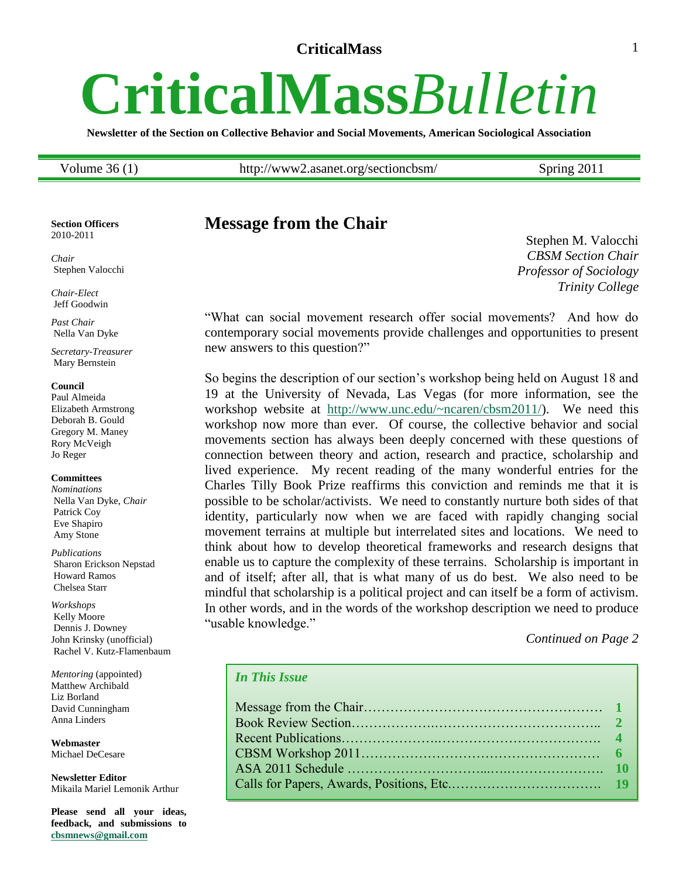# CriticalMass*Bulletin*

**Newsletter of the Section on Collective Behavior and Social Movements, American Sociological Association**

Volume 36 (1) | http://www2.asanet.org/sectioncbsm/ | Spring 2011

**Section Officers**
2010-2011

*Chair*
Stephen Valocchi

*Chair-Elect*
Jeff Goodwin

*Past Chair*
Nella Van Dyke

*Secretary-Treasurer*
Mary Bernstein

**Council**
Paul Almeida
Elizabeth Armstrong
Deborah B. Gould
Gregory M. Maney
Rory McVeigh
Jo Reger

**Committees**

*Nominations*
Nella Van Dyke, *Chair*
Patrick Coy
Eve Shapiro
Amy Stone

*Publications*
Sharon Erickson Nepstad
Howard Ramos
Chelsea Starr

*Workshops*
Kelly Moore
Dennis J. Downey
John Krinsky (unofficial)
Rachel V. Kutz-Flamenbaum

*Mentoring* (appointed)
Matthew Archibald
Liz Borland
David Cunningham
Anna Linders

**Webmaster**
Michael DeCesare

**Newsletter Editor**
Mikaila Mariel Lemonik Arthur

**Please send all your ideas, feedback, and submissions to cbsmnews@gmail.com**

## Message from the Chair

Stephen M. Valocchi
*CBSM Section Chair*
*Professor of Sociology*
*Trinity College*

"What can social movement research offer social movements? And how do contemporary social movements provide challenges and opportunities to present new answers to this question?"

So begins the description of our section's workshop being held on August 18 and 19 at the University of Nevada, Las Vegas (for more information, see the workshop website at http://www.unc.edu/~ncaren/cbsm2011/). We need this workshop now more than ever. Of course, the collective behavior and social movements section has always been deeply concerned with these questions of connection between theory and action, research and practice, scholarship and lived experience. My recent reading of the many wonderful entries for the Charles Tilly Book Prize reaffirms this conviction and reminds me that it is possible to be scholar/activists. We need to constantly nurture both sides of that identity, particularly now when we are faced with rapidly changing social movement terrains at multiple but interrelated sites and locations. We need to think about how to develop theoretical frameworks and research designs that enable us to capture the complexity of these terrains. Scholarship is important in and of itself; after all, that is what many of us do best. We also need to be mindful that scholarship is a political project and can itself be a form of activism. In other words, and in the words of the workshop description we need to produce "usable knowledge."

*Continued on Page 2*

### *In This Issue*

| | |
|---|---|
| Message from the Chair | 1 |
| Book Review Section | 2 |
| Recent Publications | 4 |
| CBSM Workshop 2011 | 6 |
| ASA 2011 Schedule | 10 |
| Calls for Papers, Awards, Positions, Etc. | 19 |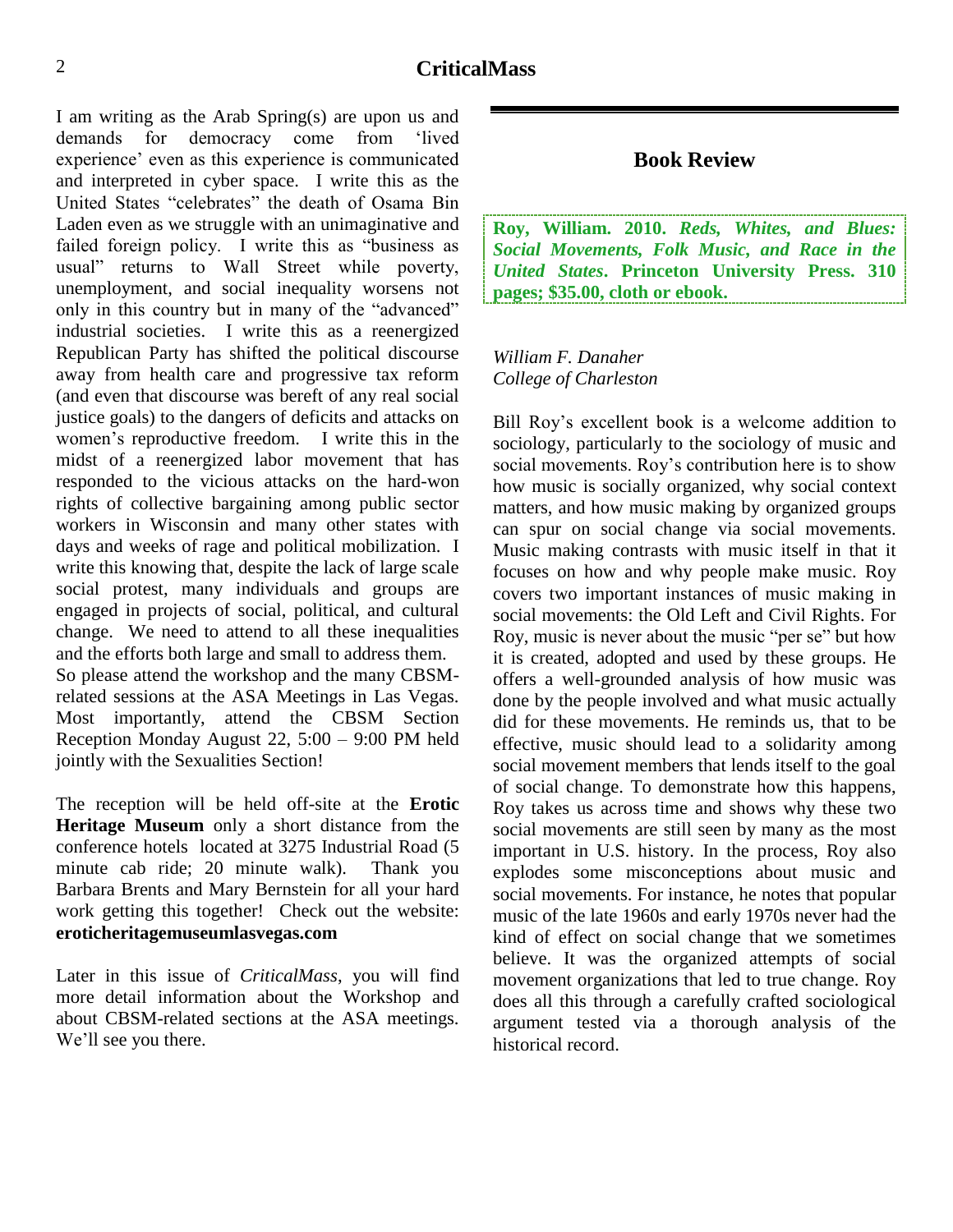I am writing as the Arab Spring(s) are upon us and demands for democracy come from 'lived experience' even as this experience is communicated and interpreted in cyber space. I write this as the United States "celebrates" the death of Osama Bin Laden even as we struggle with an unimaginative and failed foreign policy. I write this as "business as usual" returns to Wall Street while poverty, unemployment, and social inequality worsens not only in this country but in many of the "advanced" industrial societies. I write this as a reenergized Republican Party has shifted the political discourse away from health care and progressive tax reform (and even that discourse was bereft of any real social justice goals) to the dangers of deficits and attacks on women's reproductive freedom. I write this in the midst of a reenergized labor movement that has responded to the vicious attacks on the hard-won rights of collective bargaining among public sector workers in Wisconsin and many other states with days and weeks of rage and political mobilization. I write this knowing that, despite the lack of large scale social protest, many individuals and groups are engaged in projects of social, political, and cultural change. We need to attend to all these inequalities and the efforts both large and small to address them. So please attend the workshop and the many CBSM-related sessions at the ASA Meetings in Las Vegas. Most importantly, attend the CBSM Section Reception Monday August 22, 5:00 – 9:00 PM held jointly with the Sexualities Section!

The reception will be held off-site at the **Erotic Heritage Museum** only a short distance from the conference hotels located at 3275 Industrial Road (5 minute cab ride; 20 minute walk). Thank you Barbara Brents and Mary Bernstein for all your hard work getting this together! Check out the website: **eroticheritagemuseumlasvegas.com**

Later in this issue of *CriticalMass*, you will find more detail information about the Workshop and about CBSM-related sections at the ASA meetings. We'll see you there.

## Book Review

**Roy, William. 2010. *Reds, Whites, and Blues: Social Movements, Folk Music, and Race in the United States*. Princeton University Press. 310 pages; $35.00, cloth or ebook.**

*William F. Danaher*
*College of Charleston*

Bill Roy's excellent book is a welcome addition to sociology, particularly to the sociology of music and social movements. Roy's contribution here is to show how music is socially organized, why social context matters, and how music making by organized groups can spur on social change via social movements. Music making contrasts with music itself in that it focuses on how and why people make music. Roy covers two important instances of music making in social movements: the Old Left and Civil Rights. For Roy, music is never about the music "per se" but how it is created, adopted and used by these groups. He offers a well-grounded analysis of how music was done by the people involved and what music actually did for these movements. He reminds us, that to be effective, music should lead to a solidarity among social movement members that lends itself to the goal of social change. To demonstrate how this happens, Roy takes us across time and shows why these two social movements are still seen by many as the most important in U.S. history. In the process, Roy also explodes some misconceptions about music and social movements. For instance, he notes that popular music of the late 1960s and early 1970s never had the kind of effect on social change that we sometimes believe. It was the organized attempts of social movement organizations that led to true change. Roy does all this through a carefully crafted sociological argument tested via a thorough analysis of the historical record.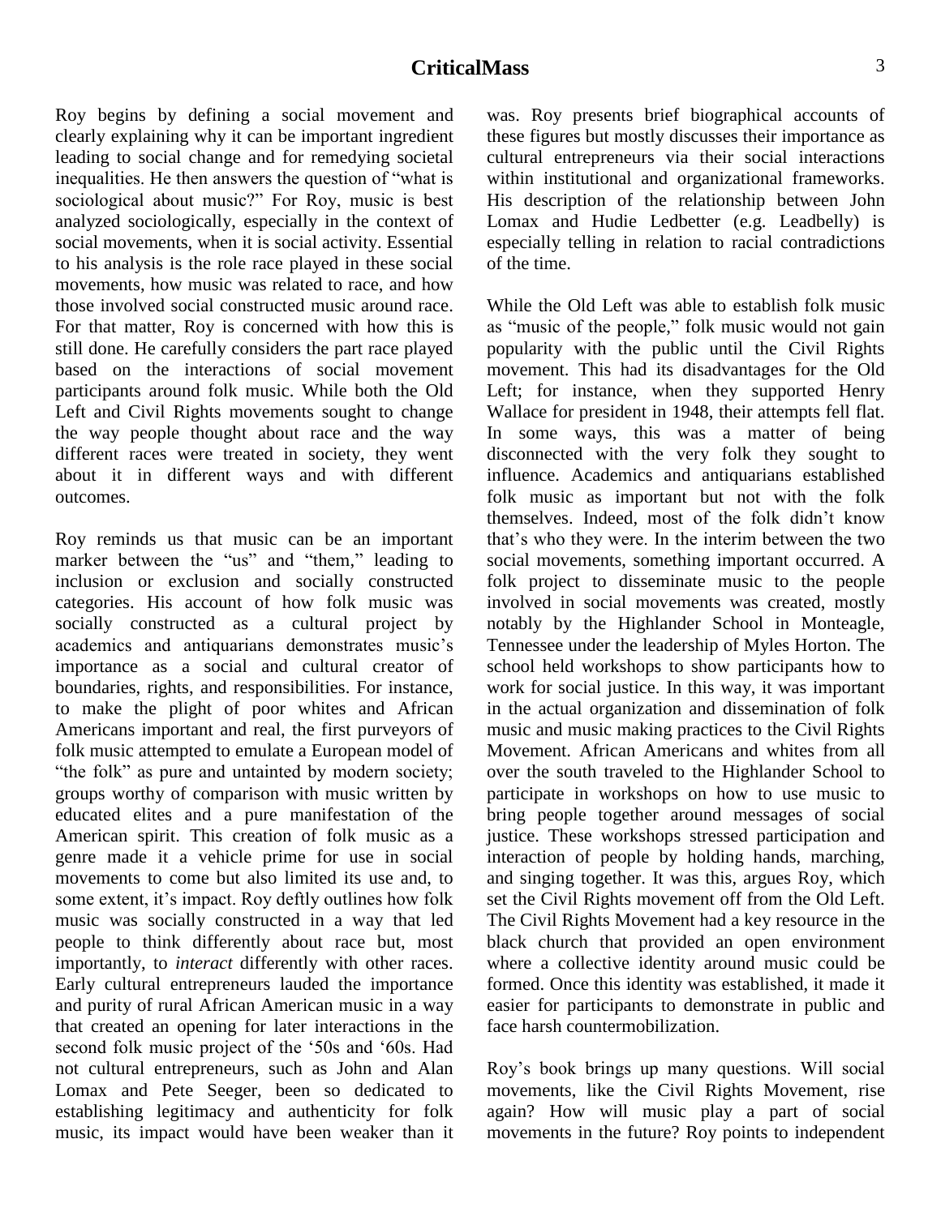Roy begins by defining a social movement and clearly explaining why it can be important ingredient leading to social change and for remedying societal inequalities. He then answers the question of "what is sociological about music?" For Roy, music is best analyzed sociologically, especially in the context of social movements, when it is social activity. Essential to his analysis is the role race played in these social movements, how music was related to race, and how those involved social constructed music around race. For that matter, Roy is concerned with how this is still done. He carefully considers the part race played based on the interactions of social movement participants around folk music. While both the Old Left and Civil Rights movements sought to change the way people thought about race and the way different races were treated in society, they went about it in different ways and with different outcomes.

Roy reminds us that music can be an important marker between the "us" and "them," leading to inclusion or exclusion and socially constructed categories. His account of how folk music was socially constructed as a cultural project by academics and antiquarians demonstrates music's importance as a social and cultural creator of boundaries, rights, and responsibilities. For instance, to make the plight of poor whites and African Americans important and real, the first purveyors of folk music attempted to emulate a European model of "the folk" as pure and untainted by modern society; groups worthy of comparison with music written by educated elites and a pure manifestation of the American spirit. This creation of folk music as a genre made it a vehicle prime for use in social movements to come but also limited its use and, to some extent, it's impact. Roy deftly outlines how folk music was socially constructed in a way that led people to think differently about race but, most importantly, to *interact* differently with other races. Early cultural entrepreneurs lauded the importance and purity of rural African American music in a way that created an opening for later interactions in the second folk music project of the '50s and '60s. Had not cultural entrepreneurs, such as John and Alan Lomax and Pete Seeger, been so dedicated to establishing legitimacy and authenticity for folk music, its impact would have been weaker than it was. Roy presents brief biographical accounts of these figures but mostly discusses their importance as cultural entrepreneurs via their social interactions within institutional and organizational frameworks. His description of the relationship between John Lomax and Hudie Ledbetter (e.g. Leadbelly) is especially telling in relation to racial contradictions of the time.

While the Old Left was able to establish folk music as "music of the people," folk music would not gain popularity with the public until the Civil Rights movement. This had its disadvantages for the Old Left; for instance, when they supported Henry Wallace for president in 1948, their attempts fell flat. In some ways, this was a matter of being disconnected with the very folk they sought to influence. Academics and antiquarians established folk music as important but not with the folk themselves. Indeed, most of the folk didn't know that's who they were. In the interim between the two social movements, something important occurred. A folk project to disseminate music to the people involved in social movements was created, mostly notably by the Highlander School in Monteagle, Tennessee under the leadership of Myles Horton. The school held workshops to show participants how to work for social justice. In this way, it was important in the actual organization and dissemination of folk music and music making practices to the Civil Rights Movement. African Americans and whites from all over the south traveled to the Highlander School to participate in workshops on how to use music to bring people together around messages of social justice. These workshops stressed participation and interaction of people by holding hands, marching, and singing together. It was this, argues Roy, which set the Civil Rights movement off from the Old Left. The Civil Rights Movement had a key resource in the black church that provided an open environment where a collective identity around music could be formed. Once this identity was established, it made it easier for participants to demonstrate in public and face harsh countermobilization.

Roy's book brings up many questions. Will social movements, like the Civil Rights Movement, rise again? How will music play a part of social movements in the future? Roy points to independent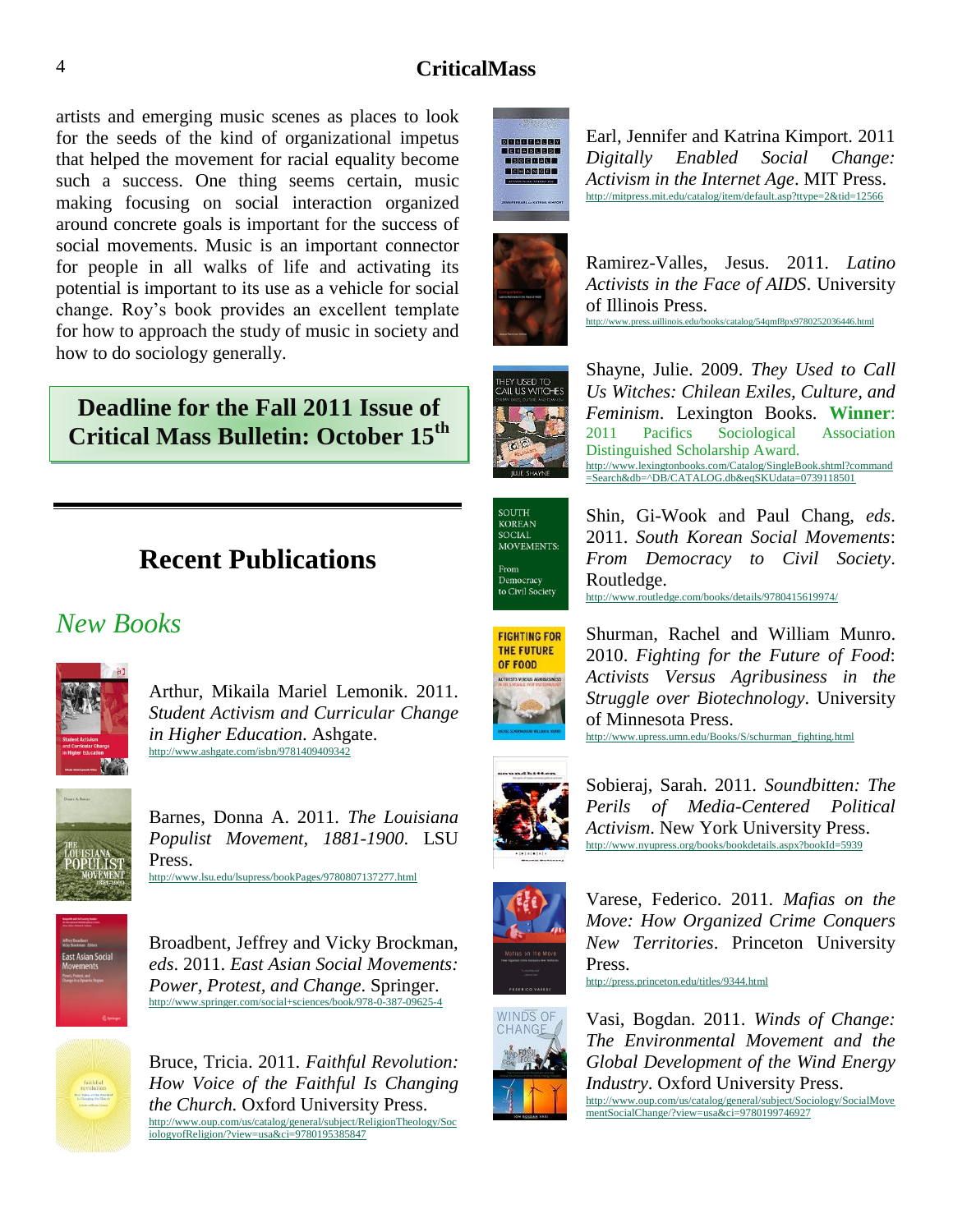artists and emerging music scenes as places to look for the seeds of the kind of organizational impetus that helped the movement for racial equality become such a success. One thing seems certain, music making focusing on social interaction organized around concrete goals is important for the success of social movements. Music is an important connector for people in all walks of life and activating its potential is important to its use as a vehicle for social change. Roy's book provides an excellent template for how to approach the study of music in society and how to do sociology generally.

**Deadline for the Fall 2011 Issue of Critical Mass Bulletin: October 15th**

# Recent Publications

## *New Books*

Arthur, Mikaila Mariel Lemonik. 2011. *Student Activism and Curricular Change in Higher Education*. Ashgate.
http://www.ashgate.com/isbn/9781409409342

Barnes, Donna A. 2011. *The Louisiana Populist Movement, 1881-1900*. LSU Press.
http://www.lsu.edu/lsupress/bookPages/9780807137277.html

Broadbent, Jeffrey and Vicky Brockman, *eds*. 2011. *East Asian Social Movements: Power, Protest, and Change*. Springer.
http://www.springer.com/social+sciences/book/978-0-387-09625-4

Bruce, Tricia. 2011. *Faithful Revolution: How Voice of the Faithful Is Changing the Church.* Oxford University Press.
http://www.oup.com/us/catalog/general/subject/ReligionTheology/SociologyofReligion/?view=usa&ci=9780195385847

Earl, Jennifer and Katrina Kimport. 2011 *Digitally Enabled Social Change: Activism in the Internet Age*. MIT Press.
http://mitpress.mit.edu/catalog/item/default.asp?ttype=2&tid=12566

Ramirez-Valles, Jesus. 2011. *Latino Activists in the Face of AIDS*. University of Illinois Press.
http://www.press.uillinois.edu/books/catalog/54qmf8px9780252036446.html

Shayne, Julie. 2009. *They Used to Call Us Witches: Chilean Exiles, Culture, and Feminism*. Lexington Books. **Winner**: 2011 Pacifics Sociological Association Distinguished Scholarship Award.
http://www.lexingtonbooks.com/Catalog/SingleBook.shtml?command=Search&db=^DB/CATALOG.db&eqSKUdata=0739118501

Shin, Gi-Wook and Paul Chang, *eds*. 2011. *South Korean Social Movements*: *From Democracy to Civil Society*. Routledge.
http://www.routledge.com/books/details/9780415619974/

Shurman, Rachel and William Munro. 2010. *Fighting for the Future of Food*: *Activists Versus Agribusiness in the Struggle over Biotechnology*. University of Minnesota Press.
http://www.upress.umn.edu/Books/S/schurman_fighting.html

Sobieraj, Sarah. 2011. *Soundbitten: The Perils of Media-Centered Political Activism*. New York University Press.
http://www.nyupress.org/books/bookdetails.aspx?bookId=5939

Varese, Federico. 2011. *Mafias on the Move: How Organized Crime Conquers New Territories*. Princeton University Press.
http://press.princeton.edu/titles/9344.html

Vasi, Bogdan. 2011. *Winds of Change: The Environmental Movement and the Global Development of the Wind Energy Industry*. Oxford University Press.
http://www.oup.com/us/catalog/general/subject/Sociology/SocialMovementSocialChange/?view=usa&ci=9780199746927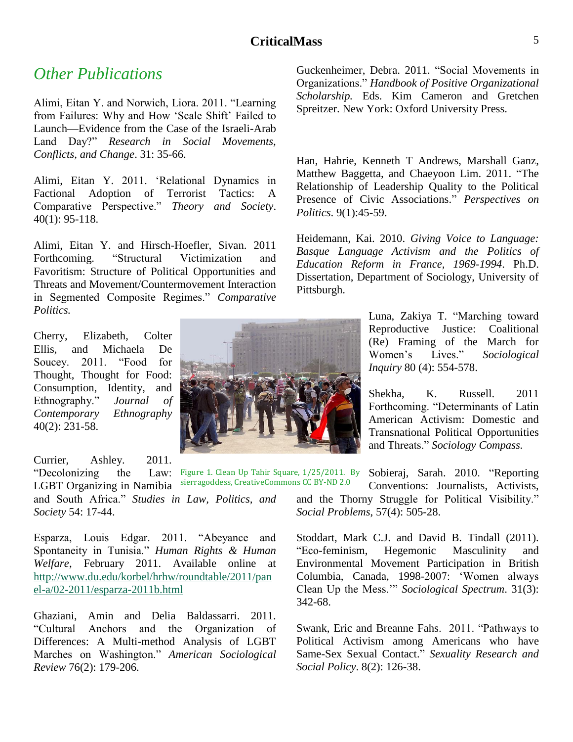## *Other Publications*

Alimi, Eitan Y. and Norwich, Liora. 2011. "Learning from Failures: Why and How 'Scale Shift' Failed to Launch—Evidence from the Case of the Israeli-Arab Land Day?" *Research in Social Movements, Conflicts, and Change*. 31: 35-66.

Alimi, Eitan Y. 2011. 'Relational Dynamics in Factional Adoption of Terrorist Tactics: A Comparative Perspective." *Theory and Society*. 40(1): 95-118.

Alimi, Eitan Y. and Hirsch-Hoefler, Sivan. 2011 Forthcoming. "Structural Victimization and Favoritism: Structure of Political Opportunities and Threats and Movement/Countermovement Interaction in Segmented Composite Regimes." *Comparative Politics.*

Cherry, Elizabeth, Colter Ellis, and Michaela De Soucey. 2011. "Food for Thought, Thought for Food: Consumption, Identity, and Ethnography." *Journal of Contemporary Ethnography* 40(2): 231-58.

Currier, Ashley. 2011. "Decolonizing the Law: LGBT Organizing in Namibia and South Africa." *Studies in Law, Politics, and Society* 54: 17-44.

Figure 1. Clean Up Tahir Square, 1/25/2011. By sierragoddess, CreativeCommons CC BY-ND 2.0

Esparza, Louis Edgar. 2011. "Abeyance and Spontaneity in Tunisia." *Human Rights & Human Welfare*, February 2011. Available online at http://www.du.edu/korbel/hrhw/roundtable/2011/panel-a/02-2011/esparza-2011b.html

Ghaziani, Amin and Delia Baldassarri. 2011. "Cultural Anchors and the Organization of Differences: A Multi-method Analysis of LGBT Marches on Washington." *American Sociological Review* 76(2): 179-206.

Guckenheimer, Debra. 2011. "Social Movements in Organizations." *Handbook of Positive Organizational Scholarship.* Eds. Kim Cameron and Gretchen Spreitzer. New York: Oxford University Press.

Han, Hahrie, Kenneth T Andrews, Marshall Ganz, Matthew Baggetta, and Chaeyoon Lim. 2011. "The Relationship of Leadership Quality to the Political Presence of Civic Associations." *Perspectives on Politics*. 9(1):45-59.

Heidemann, Kai. 2010. *Giving Voice to Language: Basque Language Activism and the Politics of Education Reform in France, 1969-1994*. Ph.D. Dissertation, Department of Sociology, University of Pittsburgh.

Luna, Zakiya T. "Marching toward Reproductive Justice: Coalitional (Re) Framing of the March for Women's Lives." *Sociological Inquiry* 80 (4): 554-578.

Shekha, K. Russell. 2011 Forthcoming. "Determinants of Latin American Activism: Domestic and Transnational Political Opportunities and Threats." *Sociology Compass.*

Sobieraj, Sarah. 2010. "Reporting Conventions: Journalists, Activists, and the Thorny Struggle for Political Visibility." *Social Problems*, 57(4): 505-28.

Stoddart, Mark C.J. and David B. Tindall (2011). "Eco-feminism, Hegemonic Masculinity and Environmental Movement Participation in British Columbia, Canada, 1998-2007: 'Women always Clean Up the Mess.'" *Sociological Spectrum*. 31(3): 342-68.

Swank, Eric and Breanne Fahs. 2011. "Pathways to Political Activism among Americans who have Same-Sex Sexual Contact." *Sexuality Research and Social Policy*. 8(2): 126-38.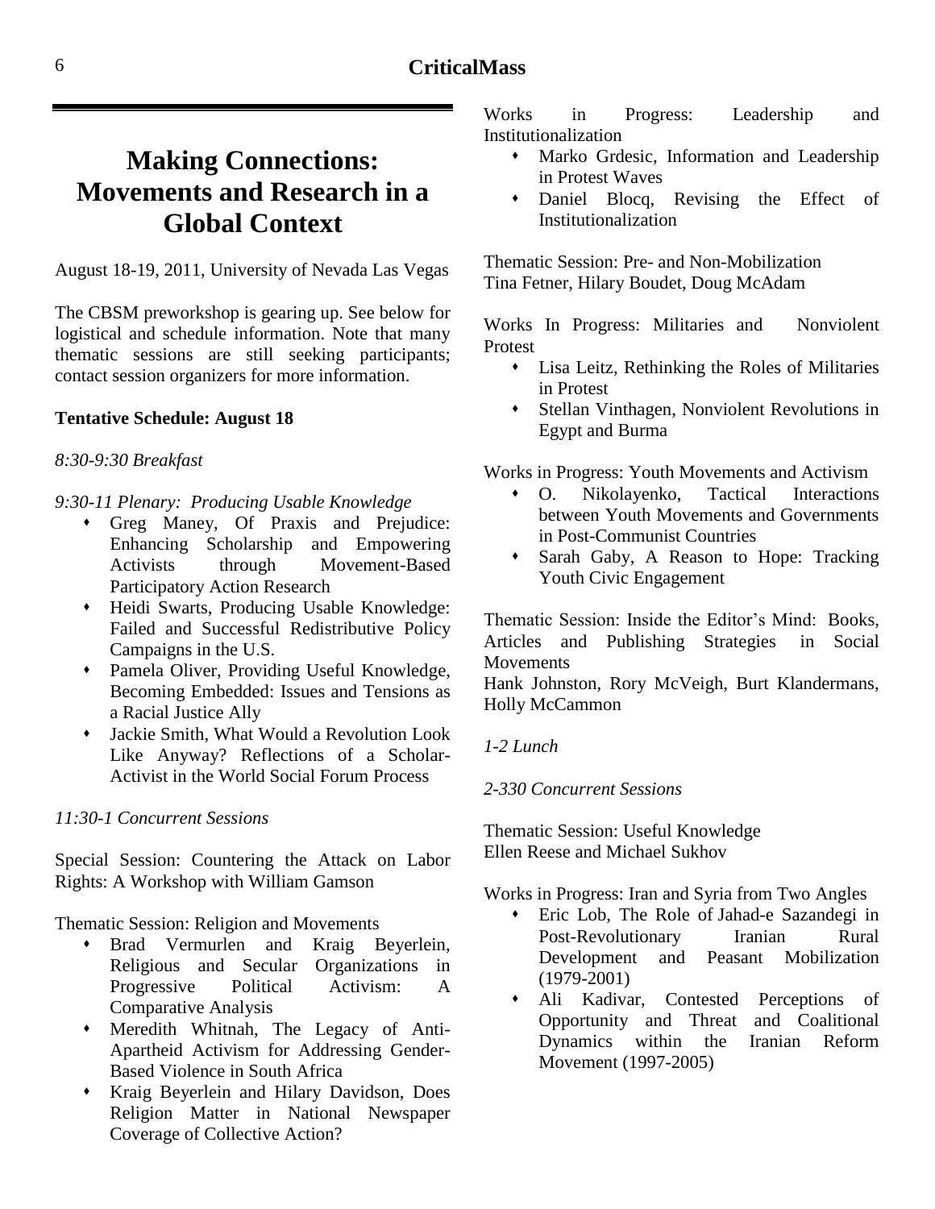# Making Connections: Movements and Research in a Global Context

August 18-19, 2011, University of Nevada Las Vegas

The CBSM preworkshop is gearing up. See below for logistical and schedule information. Note that many thematic sessions are still seeking participants; contact session organizers for more information.

**Tentative Schedule: August 18**

*8:30-9:30 Breakfast*

*9:30-11 Plenary: Producing Usable Knowledge*

- Greg Maney, Of Praxis and Prejudice: Enhancing Scholarship and Empowering Activists through Movement-Based Participatory Action Research
- Heidi Swarts, Producing Usable Knowledge: Failed and Successful Redistributive Policy Campaigns in the U.S.
- Pamela Oliver, Providing Useful Knowledge, Becoming Embedded: Issues and Tensions as a Racial Justice Ally
- Jackie Smith, What Would a Revolution Look Like Anyway? Reflections of a Scholar-Activist in the World Social Forum Process

*11:30-1 Concurrent Sessions*

Special Session: Countering the Attack on Labor Rights: A Workshop with William Gamson

Thematic Session: Religion and Movements

- Brad Vermurlen and Kraig Beyerlein, Religious and Secular Organizations in Progressive Political Activism: A Comparative Analysis
- Meredith Whitnah, The Legacy of Anti-Apartheid Activism for Addressing Gender-Based Violence in South Africa
- Kraig Beyerlein and Hilary Davidson, Does Religion Matter in National Newspaper Coverage of Collective Action?

Works in Progress: Leadership and Institutionalization

- Marko Grdesic, Information and Leadership in Protest Waves
- Daniel Blocq, Revising the Effect of Institutionalization

Thematic Session: Pre- and Non-Mobilization
Tina Fetner, Hilary Boudet, Doug McAdam

Works In Progress: Militaries and Nonviolent Protest

- Lisa Leitz, Rethinking the Roles of Militaries in Protest
- Stellan Vinthagen, Nonviolent Revolutions in Egypt and Burma

Works in Progress: Youth Movements and Activism

- O. Nikolayenko, Tactical Interactions between Youth Movements and Governments in Post-Communist Countries
- Sarah Gaby, A Reason to Hope: Tracking Youth Civic Engagement

Thematic Session: Inside the Editor's Mind: Books, Articles and Publishing Strategies in Social Movements
Hank Johnston, Rory McVeigh, Burt Klandermans, Holly McCammon

*1-2 Lunch*

*2-330 Concurrent Sessions*

Thematic Session: Useful Knowledge
Ellen Reese and Michael Sukhov

Works in Progress: Iran and Syria from Two Angles

- Eric Lob, The Role of Jahad-e Sazandegi in Post-Revolutionary Iranian Rural Development and Peasant Mobilization (1979-2001)
- Ali Kadivar, Contested Perceptions of Opportunity and Threat and Coalitional Dynamics within the Iranian Reform Movement (1997-2005)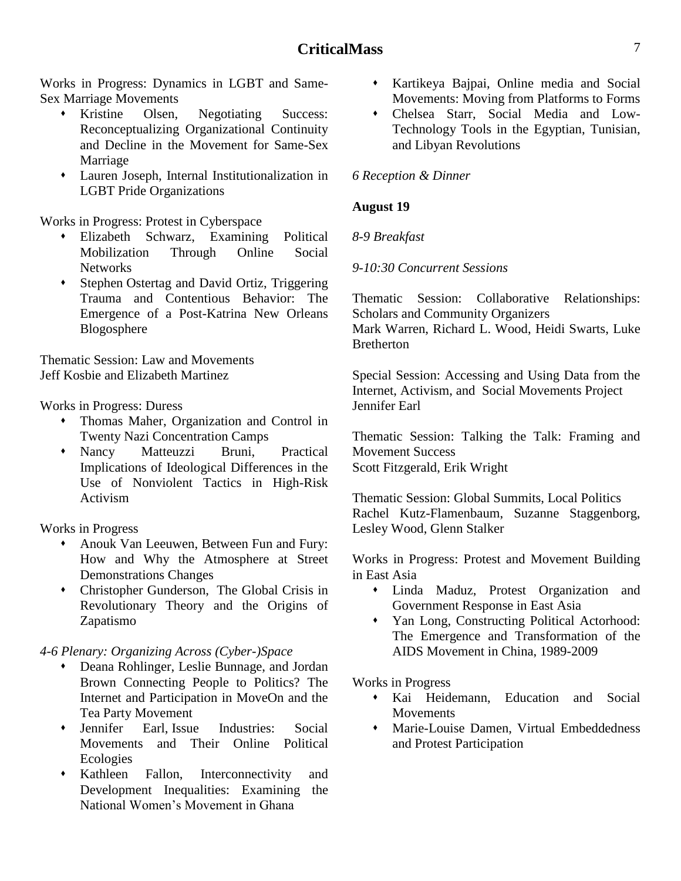Works in Progress: Dynamics in LGBT and Same-Sex Marriage Movements

- Kristine Olsen, Negotiating Success: Reconceptualizing Organizational Continuity and Decline in the Movement for Same-Sex Marriage
- Lauren Joseph, Internal Institutionalization in LGBT Pride Organizations

Works in Progress: Protest in Cyberspace

- Elizabeth Schwarz, Examining Political Mobilization Through Online Social Networks
- Stephen Ostertag and David Ortiz, Triggering Trauma and Contentious Behavior: The Emergence of a Post-Katrina New Orleans Blogosphere

Thematic Session: Law and Movements
Jeff Kosbie and Elizabeth Martinez

Works in Progress: Duress

- Thomas Maher, Organization and Control in Twenty Nazi Concentration Camps
- Nancy Matteuzzi Bruni, Practical Implications of Ideological Differences in the Use of Nonviolent Tactics in High-Risk Activism

Works in Progress

- Anouk Van Leeuwen, Between Fun and Fury: How and Why the Atmosphere at Street Demonstrations Changes
- Christopher Gunderson, The Global Crisis in Revolutionary Theory and the Origins of Zapatismo

*4-6 Plenary: Organizing Across (Cyber-)Space*

- Deana Rohlinger, Leslie Bunnage, and Jordan Brown Connecting People to Politics? The Internet and Participation in MoveOn and the Tea Party Movement
- Jennifer Earl, Issue Industries: Social Movements and Their Online Political Ecologies
- Kathleen Fallon, Interconnectivity and Development Inequalities: Examining the National Women's Movement in Ghana
- Kartikeya Bajpai, Online media and Social Movements: Moving from Platforms to Forms
- Chelsea Starr, Social Media and Low-Technology Tools in the Egyptian, Tunisian, and Libyan Revolutions

*6 Reception & Dinner*

**August 19**

*8-9 Breakfast*

*9-10:30 Concurrent Sessions*

Thematic Session: Collaborative Relationships: Scholars and Community Organizers
Mark Warren, Richard L. Wood, Heidi Swarts, Luke Bretherton

Special Session: Accessing and Using Data from the Internet, Activism, and Social Movements Project
Jennifer Earl

Thematic Session: Talking the Talk: Framing and Movement Success
Scott Fitzgerald, Erik Wright

Thematic Session: Global Summits, Local Politics
Rachel Kutz-Flamenbaum, Suzanne Staggenborg, Lesley Wood, Glenn Stalker

Works in Progress: Protest and Movement Building in East Asia

- Linda Maduz, Protest Organization and Government Response in East Asia
- Yan Long, Constructing Political Actorhood: The Emergence and Transformation of the AIDS Movement in China, 1989-2009

Works in Progress

- Kai Heidemann, Education and Social Movements
- Marie-Louise Damen, Virtual Embeddedness and Protest Participation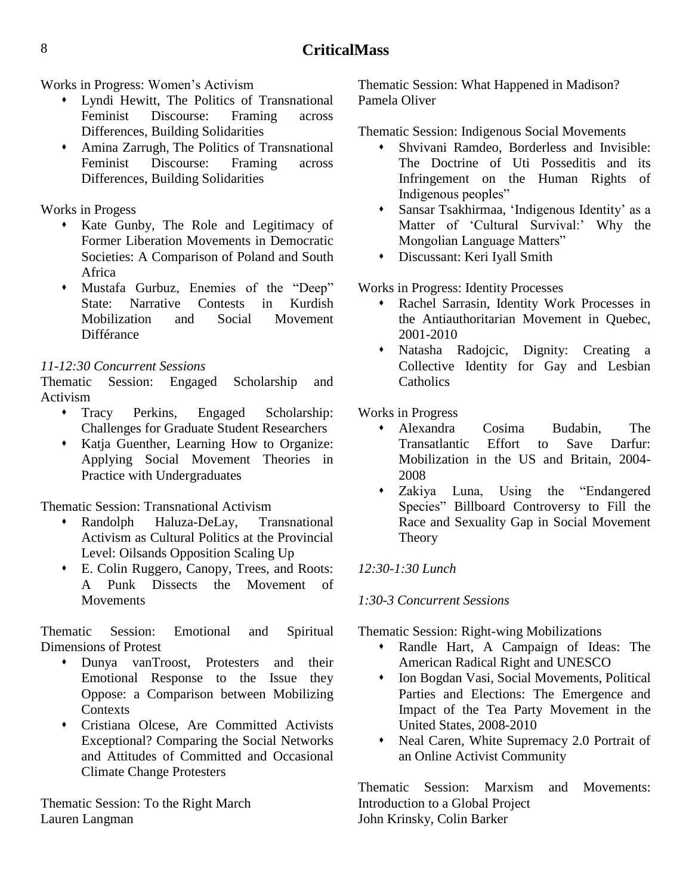Works in Progress: Women's Activism

- Lyndi Hewitt, The Politics of Transnational Feminist Discourse: Framing across Differences, Building Solidarities
- Amina Zarrugh, The Politics of Transnational Feminist Discourse: Framing across Differences, Building Solidarities

Works in Progess

- Kate Gunby, The Role and Legitimacy of Former Liberation Movements in Democratic Societies: A Comparison of Poland and South Africa
- Mustafa Gurbuz, Enemies of the "Deep" State: Narrative Contests in Kurdish Mobilization and Social Movement Différance

*11-12:30 Concurrent Sessions*

Thematic Session: Engaged Scholarship and Activism

- Tracy Perkins, Engaged Scholarship: Challenges for Graduate Student Researchers
- Katja Guenther, Learning How to Organize: Applying Social Movement Theories in Practice with Undergraduates

Thematic Session: Transnational Activism

- Randolph Haluza-DeLay, Transnational Activism as Cultural Politics at the Provincial Level: Oilsands Opposition Scaling Up
- E. Colin Ruggero, Canopy, Trees, and Roots: A Punk Dissects the Movement of Movements

Thematic Session: Emotional and Spiritual Dimensions of Protest

- Dunya vanTroost, Protesters and their Emotional Response to the Issue they Oppose: a Comparison between Mobilizing Contexts
- Cristiana Olcese, Are Committed Activists Exceptional? Comparing the Social Networks and Attitudes of Committed and Occasional Climate Change Protesters

Thematic Session: To the Right March
Lauren Langman

Thematic Session: What Happened in Madison?
Pamela Oliver

Thematic Session: Indigenous Social Movements

- Shvivani Ramdeo, Borderless and Invisible: The Doctrine of Uti Posseditis and its Infringement on the Human Rights of Indigenous peoples"
- Sansar Tsakhirmaa, 'Indigenous Identity' as a Matter of 'Cultural Survival:' Why the Mongolian Language Matters"
- Discussant: Keri Iyall Smith

Works in Progress: Identity Processes

- Rachel Sarrasin, Identity Work Processes in the Antiauthoritarian Movement in Quebec, 2001-2010
- Natasha Radojcic, Dignity: Creating a Collective Identity for Gay and Lesbian Catholics

Works in Progress

- Alexandra Cosima Budabin, The Transatlantic Effort to Save Darfur: Mobilization in the US and Britain, 2004-2008
- Zakiya Luna, Using the "Endangered Species" Billboard Controversy to Fill the Race and Sexuality Gap in Social Movement Theory

*12:30-1:30 Lunch*

*1:30-3 Concurrent Sessions*

Thematic Session: Right-wing Mobilizations

- Randle Hart, A Campaign of Ideas: The American Radical Right and UNESCO
- Ion Bogdan Vasi, Social Movements, Political Parties and Elections: The Emergence and Impact of the Tea Party Movement in the United States, 2008-2010
- Neal Caren, White Supremacy 2.0 Portrait of an Online Activist Community

Thematic Session: Marxism and Movements: Introduction to a Global Project
John Krinsky, Colin Barker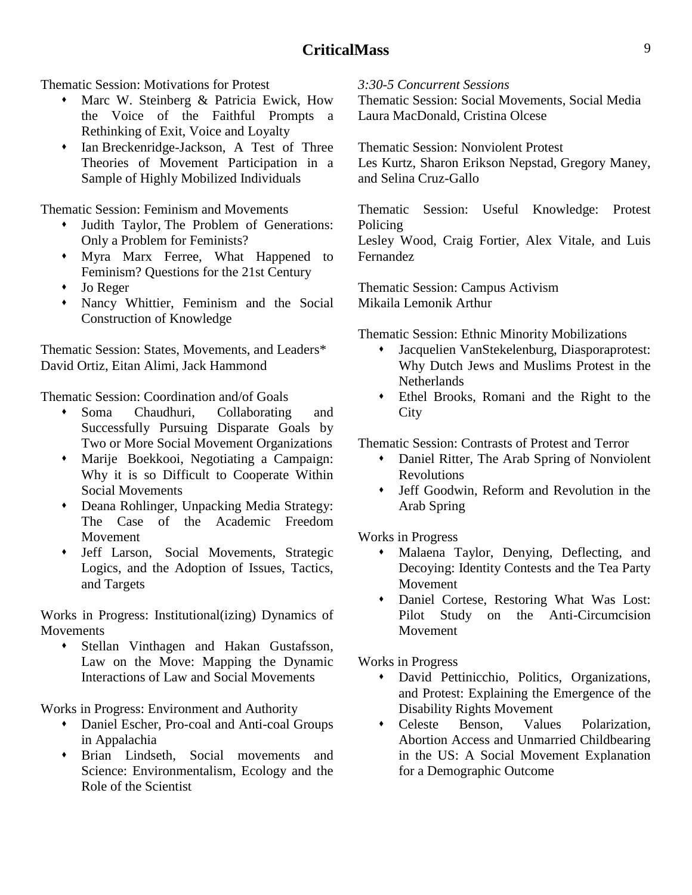Thematic Session: Motivations for Protest

- Marc W. Steinberg & Patricia Ewick, How the Voice of the Faithful Prompts a Rethinking of Exit, Voice and Loyalty
- Ian Breckenridge-Jackson, A Test of Three Theories of Movement Participation in a Sample of Highly Mobilized Individuals

Thematic Session: Feminism and Movements

- Judith Taylor, The Problem of Generations: Only a Problem for Feminists?
- Myra Marx Ferree, What Happened to Feminism? Questions for the 21st Century
- Jo Reger
- Nancy Whittier, Feminism and the Social Construction of Knowledge

Thematic Session: States, Movements, and Leaders*
David Ortiz, Eitan Alimi, Jack Hammond

Thematic Session: Coordination and/of Goals

- Soma Chaudhuri, Collaborating and Successfully Pursuing Disparate Goals by Two or More Social Movement Organizations
- Marije Boekkooi, Negotiating a Campaign: Why it is so Difficult to Cooperate Within Social Movements
- Deana Rohlinger, Unpacking Media Strategy: The Case of the Academic Freedom Movement
- Jeff Larson, Social Movements, Strategic Logics, and the Adoption of Issues, Tactics, and Targets

Works in Progress: Institutional(izing) Dynamics of Movements

- Stellan Vinthagen and Hakan Gustafsson, Law on the Move: Mapping the Dynamic Interactions of Law and Social Movements

Works in Progress: Environment and Authority

- Daniel Escher, Pro-coal and Anti-coal Groups in Appalachia
- Brian Lindseth, Social movements and Science: Environmentalism, Ecology and the Role of the Scientist

*3:30-5 Concurrent Sessions*

Thematic Session: Social Movements, Social Media
Laura MacDonald, Cristina Olcese

Thematic Session: Nonviolent Protest
Les Kurtz, Sharon Erikson Nepstad, Gregory Maney, and Selina Cruz-Gallo

Thematic Session: Useful Knowledge: Protest Policing
Lesley Wood, Craig Fortier, Alex Vitale, and Luis Fernandez

Thematic Session: Campus Activism
Mikaila Lemonik Arthur

Thematic Session: Ethnic Minority Mobilizations

- Jacquelien VanStekelenburg, Diasporaprotest: Why Dutch Jews and Muslims Protest in the Netherlands
- Ethel Brooks, Romani and the Right to the City

Thematic Session: Contrasts of Protest and Terror

- Daniel Ritter, The Arab Spring of Nonviolent Revolutions
- Jeff Goodwin, Reform and Revolution in the Arab Spring

Works in Progress

- Malaena Taylor, Denying, Deflecting, and Decoying: Identity Contests and the Tea Party Movement
- Daniel Cortese, Restoring What Was Lost: Pilot Study on the Anti-Circumcision Movement

Works in Progress

- David Pettinicchio, Politics, Organizations, and Protest: Explaining the Emergence of the Disability Rights Movement
- Celeste Benson, Values Polarization, Abortion Access and Unmarried Childbearing in the US: A Social Movement Explanation for a Demographic Outcome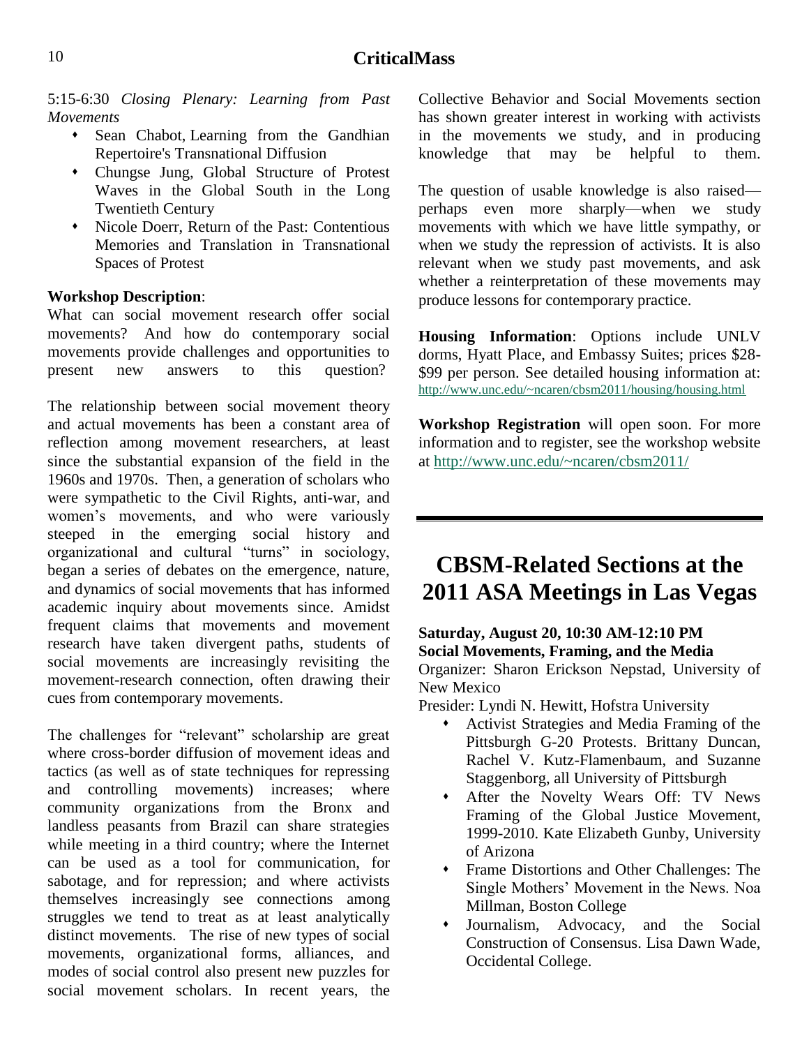5:15-6:30 *Closing Plenary: Learning from Past Movements*

- Sean Chabot, Learning from the Gandhian Repertoire's Transnational Diffusion
- Chungse Jung, Global Structure of Protest Waves in the Global South in the Long Twentieth Century
- Nicole Doerr, Return of the Past: Contentious Memories and Translation in Transnational Spaces of Protest

**Workshop Description**:
What can social movement research offer social movements? And how do contemporary social movements provide challenges and opportunities to present new answers to this question?

The relationship between social movement theory and actual movements has been a constant area of reflection among movement researchers, at least since the substantial expansion of the field in the 1960s and 1970s. Then, a generation of scholars who were sympathetic to the Civil Rights, anti-war, and women's movements, and who were variously steeped in the emerging social history and organizational and cultural "turns" in sociology, began a series of debates on the emergence, nature, and dynamics of social movements that has informed academic inquiry about movements since. Amidst frequent claims that movements and movement research have taken divergent paths, students of social movements are increasingly revisiting the movement-research connection, often drawing their cues from contemporary movements.

The challenges for "relevant" scholarship are great where cross-border diffusion of movement ideas and tactics (as well as of state techniques for repressing and controlling movements) increases; where community organizations from the Bronx and landless peasants from Brazil can share strategies while meeting in a third country; where the Internet can be used as a tool for communication, for sabotage, and for repression; and where activists themselves increasingly see connections among struggles we tend to treat as at least analytically distinct movements. The rise of new types of social movements, organizational forms, alliances, and modes of social control also present new puzzles for social movement scholars. In recent years, the Collective Behavior and Social Movements section has shown greater interest in working with activists in the movements we study, and in producing knowledge that may be helpful to them.

The question of usable knowledge is also raised—perhaps even more sharply—when we study movements with which we have little sympathy, or when we study the repression of activists. It is also relevant when we study past movements, and ask whether a reinterpretation of these movements may produce lessons for contemporary practice.

**Housing Information**: Options include UNLV dorms, Hyatt Place, and Embassy Suites; prices $28-$99 per person. See detailed housing information at: http://www.unc.edu/~ncaren/cbsm2011/housing/housing.html

**Workshop Registration** will open soon. For more information and to register, see the workshop website at http://www.unc.edu/~ncaren/cbsm2011/

# CBSM-Related Sections at the 2011 ASA Meetings in Las Vegas

**Saturday, August 20, 10:30 AM-12:10 PM**
**Social Movements, Framing, and the Media**
Organizer: Sharon Erickson Nepstad, University of New Mexico
Presider: Lyndi N. Hewitt, Hofstra University

- Activist Strategies and Media Framing of the Pittsburgh G-20 Protests. Brittany Duncan, Rachel V. Kutz-Flamenbaum, and Suzanne Staggenborg, all University of Pittsburgh
- After the Novelty Wears Off: TV News Framing of the Global Justice Movement, 1999-2010. Kate Elizabeth Gunby, University of Arizona
- Frame Distortions and Other Challenges: The Single Mothers' Movement in the News. Noa Millman, Boston College
- Journalism, Advocacy, and the Social Construction of Consensus. Lisa Dawn Wade, Occidental College.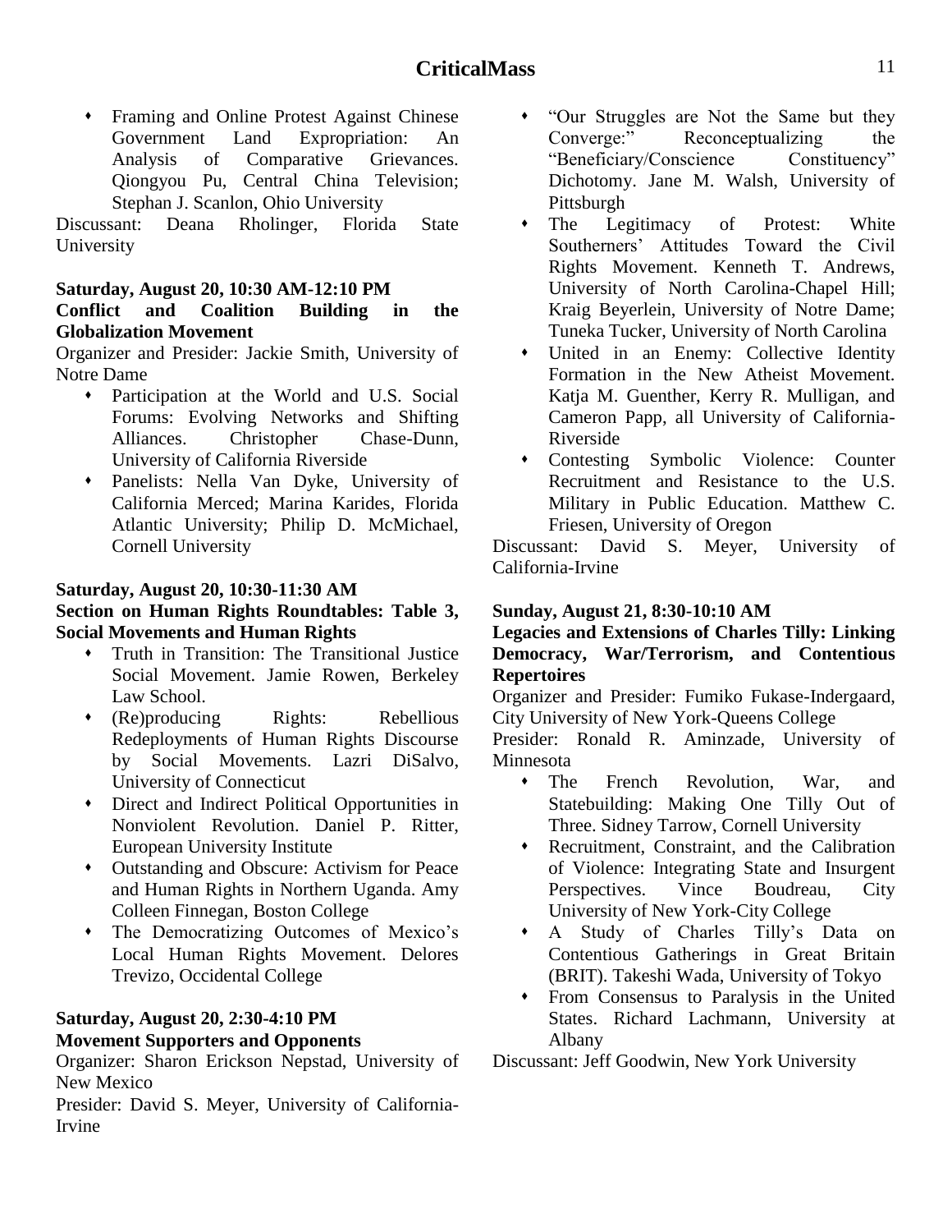- Framing and Online Protest Against Chinese Government Land Expropriation: An Analysis of Comparative Grievances. Qiongyou Pu, Central China Television; Stephan J. Scanlon, Ohio University

Discussant: Deana Rholinger, Florida State University

**Saturday, August 20, 10:30 AM-12:10 PM**
**Conflict and Coalition Building in the Globalization Movement**

Organizer and Presider: Jackie Smith, University of Notre Dame

- Participation at the World and U.S. Social Forums: Evolving Networks and Shifting Alliances. Christopher Chase-Dunn, University of California Riverside
- Panelists: Nella Van Dyke, University of California Merced; Marina Karides, Florida Atlantic University; Philip D. McMichael, Cornell University

**Saturday, August 20, 10:30-11:30 AM**
**Section on Human Rights Roundtables: Table 3, Social Movements and Human Rights**

- Truth in Transition: The Transitional Justice Social Movement. Jamie Rowen, Berkeley Law School.
- (Re)producing Rights: Rebellious Redeployments of Human Rights Discourse by Social Movements. Lazri DiSalvo, University of Connecticut
- Direct and Indirect Political Opportunities in Nonviolent Revolution. Daniel P. Ritter, European University Institute
- Outstanding and Obscure: Activism for Peace and Human Rights in Northern Uganda. Amy Colleen Finnegan, Boston College
- The Democratizing Outcomes of Mexico's Local Human Rights Movement. Delores Trevizo, Occidental College

**Saturday, August 20, 2:30-4:10 PM**
**Movement Supporters and Opponents**

Organizer: Sharon Erickson Nepstad, University of New Mexico

Presider: David S. Meyer, University of California-Irvine

- "Our Struggles are Not the Same but they Converge:" Reconceptualizing the "Beneficiary/Conscience Constituency" Dichotomy. Jane M. Walsh, University of Pittsburgh
- The Legitimacy of Protest: White Southerners' Attitudes Toward the Civil Rights Movement. Kenneth T. Andrews, University of North Carolina-Chapel Hill; Kraig Beyerlein, University of Notre Dame; Tuneka Tucker, University of North Carolina
- United in an Enemy: Collective Identity Formation in the New Atheist Movement. Katja M. Guenther, Kerry R. Mulligan, and Cameron Papp, all University of California-Riverside
- Contesting Symbolic Violence: Counter Recruitment and Resistance to the U.S. Military in Public Education. Matthew C. Friesen, University of Oregon

Discussant: David S. Meyer, University of California-Irvine

**Sunday, August 21, 8:30-10:10 AM**
**Legacies and Extensions of Charles Tilly: Linking Democracy, War/Terrorism, and Contentious Repertoires**

Organizer and Presider: Fumiko Fukase-Indergaard, City University of New York-Queens College

Presider: Ronald R. Aminzade, University of Minnesota

- The French Revolution, War, and Statebuilding: Making One Tilly Out of Three. Sidney Tarrow, Cornell University
- Recruitment, Constraint, and the Calibration of Violence: Integrating State and Insurgent Perspectives. Vince Boudreau, City University of New York-City College
- A Study of Charles Tilly's Data on Contentious Gatherings in Great Britain (BRIT). Takeshi Wada, University of Tokyo
- From Consensus to Paralysis in the United States. Richard Lachmann, University at Albany

Discussant: Jeff Goodwin, New York University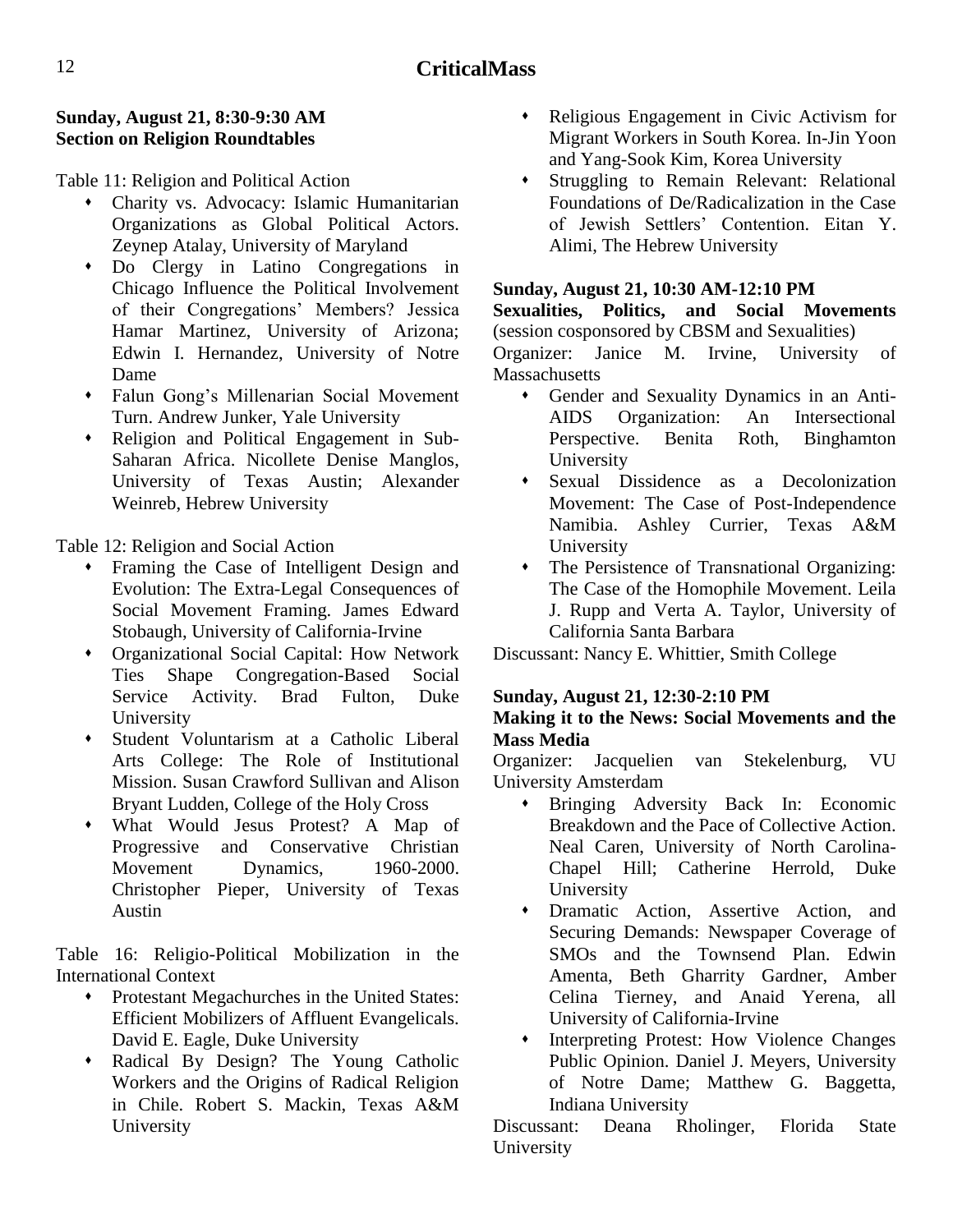**Sunday, August 21, 8:30-9:30 AM**
**Section on Religion Roundtables**

Table 11: Religion and Political Action

- Charity vs. Advocacy: Islamic Humanitarian Organizations as Global Political Actors. Zeynep Atalay, University of Maryland
- Do Clergy in Latino Congregations in Chicago Influence the Political Involvement of their Congregations' Members? Jessica Hamar Martinez, University of Arizona; Edwin I. Hernandez, University of Notre Dame
- Falun Gong's Millenarian Social Movement Turn. Andrew Junker, Yale University
- Religion and Political Engagement in Sub-Saharan Africa. Nicollete Denise Manglos, University of Texas Austin; Alexander Weinreb, Hebrew University

Table 12: Religion and Social Action

- Framing the Case of Intelligent Design and Evolution: The Extra-Legal Consequences of Social Movement Framing. James Edward Stobaugh, University of California-Irvine
- Organizational Social Capital: How Network Ties Shape Congregation-Based Social Service Activity. Brad Fulton, Duke University
- Student Voluntarism at a Catholic Liberal Arts College: The Role of Institutional Mission. Susan Crawford Sullivan and Alison Bryant Ludden, College of the Holy Cross
- What Would Jesus Protest? A Map of Progressive and Conservative Christian Movement Dynamics, 1960-2000. Christopher Pieper, University of Texas Austin

Table 16: Religio-Political Mobilization in the International Context

- Protestant Megachurches in the United States: Efficient Mobilizers of Affluent Evangelicals. David E. Eagle, Duke University
- Radical By Design? The Young Catholic Workers and the Origins of Radical Religion in Chile. Robert S. Mackin, Texas A&M University
- Religious Engagement in Civic Activism for Migrant Workers in South Korea. In-Jin Yoon and Yang-Sook Kim, Korea University
- Struggling to Remain Relevant: Relational Foundations of De/Radicalization in the Case of Jewish Settlers' Contention. Eitan Y. Alimi, The Hebrew University

**Sunday, August 21, 10:30 AM-12:10 PM**
**Sexualities, Politics, and Social Movements** (session cosponsored by CBSM and Sexualities)
Organizer: Janice M. Irvine, University of Massachusetts

- Gender and Sexuality Dynamics in an Anti-AIDS Organization: An Intersectional Perspective. Benita Roth, Binghamton University
- Sexual Dissidence as a Decolonization Movement: The Case of Post-Independence Namibia. Ashley Currier, Texas A&M University
- The Persistence of Transnational Organizing: The Case of the Homophile Movement. Leila J. Rupp and Verta A. Taylor, University of California Santa Barbara

Discussant: Nancy E. Whittier, Smith College

**Sunday, August 21, 12:30-2:10 PM**
**Making it to the News: Social Movements and the Mass Media**
Organizer: Jacquelien van Stekelenburg, VU University Amsterdam

- Bringing Adversity Back In: Economic Breakdown and the Pace of Collective Action. Neal Caren, University of North Carolina-Chapel Hill; Catherine Herrold, Duke University
- Dramatic Action, Assertive Action, and Securing Demands: Newspaper Coverage of SMOs and the Townsend Plan. Edwin Amenta, Beth Gharrity Gardner, Amber Celina Tierney, and Anaid Yerena, all University of California-Irvine
- Interpreting Protest: How Violence Changes Public Opinion. Daniel J. Meyers, University of Notre Dame; Matthew G. Baggetta, Indiana University

Discussant: Deana Rholinger, Florida State University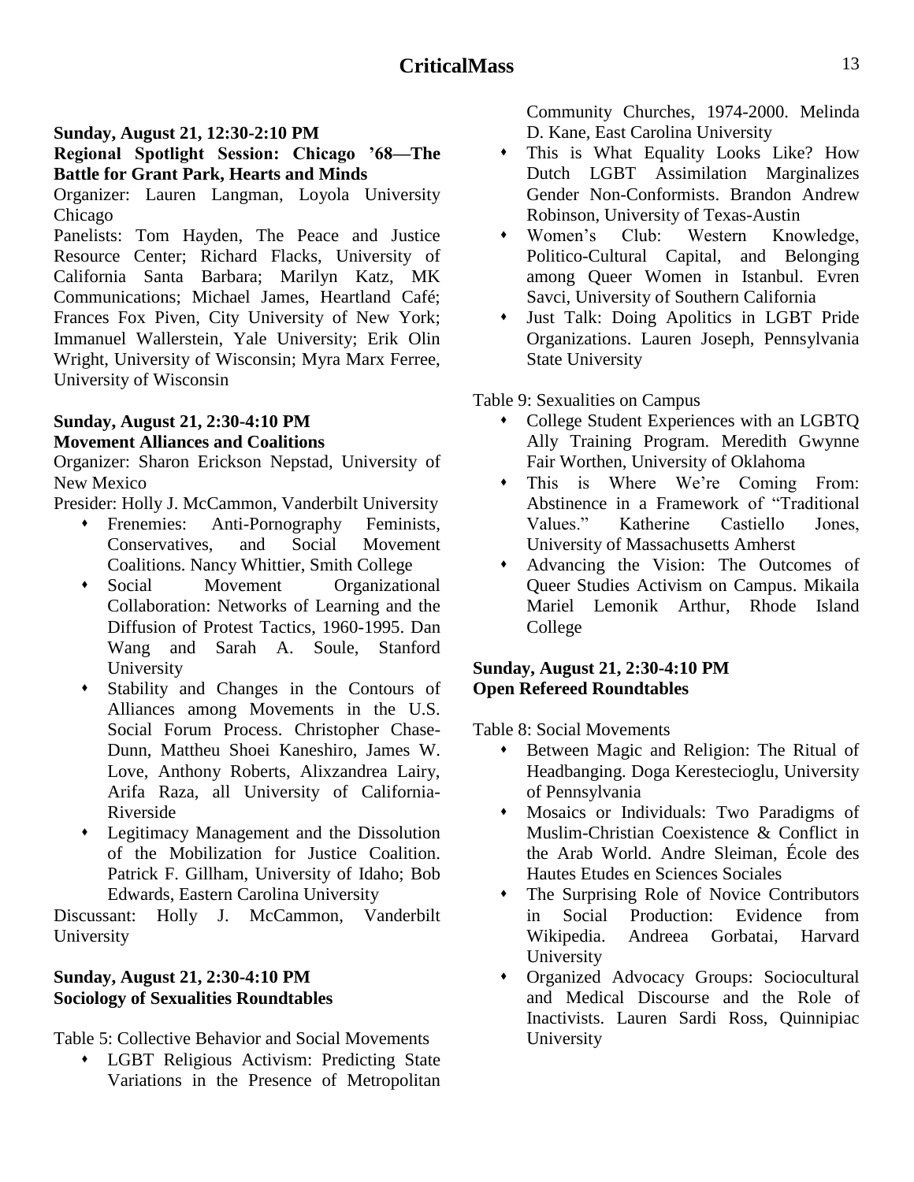**Sunday, August 21, 12:30-2:10 PM**
**Regional Spotlight Session: Chicago '68—The Battle for Grant Park, Hearts and Minds**

Organizer: Lauren Langman, Loyola University Chicago

Panelists: Tom Hayden, The Peace and Justice Resource Center; Richard Flacks, University of California Santa Barbara; Marilyn Katz, MK Communications; Michael James, Heartland Café; Frances Fox Piven, City University of New York; Immanuel Wallerstein, Yale University; Erik Olin Wright, University of Wisconsin; Myra Marx Ferree, University of Wisconsin

**Sunday, August 21, 2:30-4:10 PM**
**Movement Alliances and Coalitions**

Organizer: Sharon Erickson Nepstad, University of New Mexico

Presider: Holly J. McCammon, Vanderbilt University

- Frenemies: Anti-Pornography Feminists, Conservatives, and Social Movement Coalitions. Nancy Whittier, Smith College
- Social Movement Organizational Collaboration: Networks of Learning and the Diffusion of Protest Tactics, 1960-1995. Dan Wang and Sarah A. Soule, Stanford University
- Stability and Changes in the Contours of Alliances among Movements in the U.S. Social Forum Process. Christopher Chase-Dunn, Mattheu Shoei Kaneshiro, James W. Love, Anthony Roberts, Alixzandrea Lairy, Arifa Raza, all University of California-Riverside
- Legitimacy Management and the Dissolution of the Mobilization for Justice Coalition. Patrick F. Gillham, University of Idaho; Bob Edwards, Eastern Carolina University

Discussant: Holly J. McCammon, Vanderbilt University

**Sunday, August 21, 2:30-4:10 PM**
**Sociology of Sexualities Roundtables**

Table 5: Collective Behavior and Social Movements

- LGBT Religious Activism: Predicting State Variations in the Presence of Metropolitan Community Churches, 1974-2000. Melinda D. Kane, East Carolina University
- This is What Equality Looks Like? How Dutch LGBT Assimilation Marginalizes Gender Non-Conformists. Brandon Andrew Robinson, University of Texas-Austin
- Women's Club: Western Knowledge, Politico-Cultural Capital, and Belonging among Queer Women in Istanbul. Evren Savci, University of Southern California
- Just Talk: Doing Apolitics in LGBT Pride Organizations. Lauren Joseph, Pennsylvania State University

Table 9: Sexualities on Campus

- College Student Experiences with an LGBTQ Ally Training Program. Meredith Gwynne Fair Worthen, University of Oklahoma
- This is Where We're Coming From: Abstinence in a Framework of "Traditional Values." Katherine Castiello Jones, University of Massachusetts Amherst
- Advancing the Vision: The Outcomes of Queer Studies Activism on Campus. Mikaila Mariel Lemonik Arthur, Rhode Island College

**Sunday, August 21, 2:30-4:10 PM**
**Open Refereed Roundtables**

Table 8: Social Movements

- Between Magic and Religion: The Ritual of Headbanging. Doga Kerestecioglu, University of Pennsylvania
- Mosaics or Individuals: Two Paradigms of Muslim-Christian Coexistence & Conflict in the Arab World. Andre Sleiman, École des Hautes Etudes en Sciences Sociales
- The Surprising Role of Novice Contributors in Social Production: Evidence from Wikipedia. Andreea Gorbatai, Harvard University
- Organized Advocacy Groups: Sociocultural and Medical Discourse and the Role of Inactivists. Lauren Sardi Ross, Quinnipiac University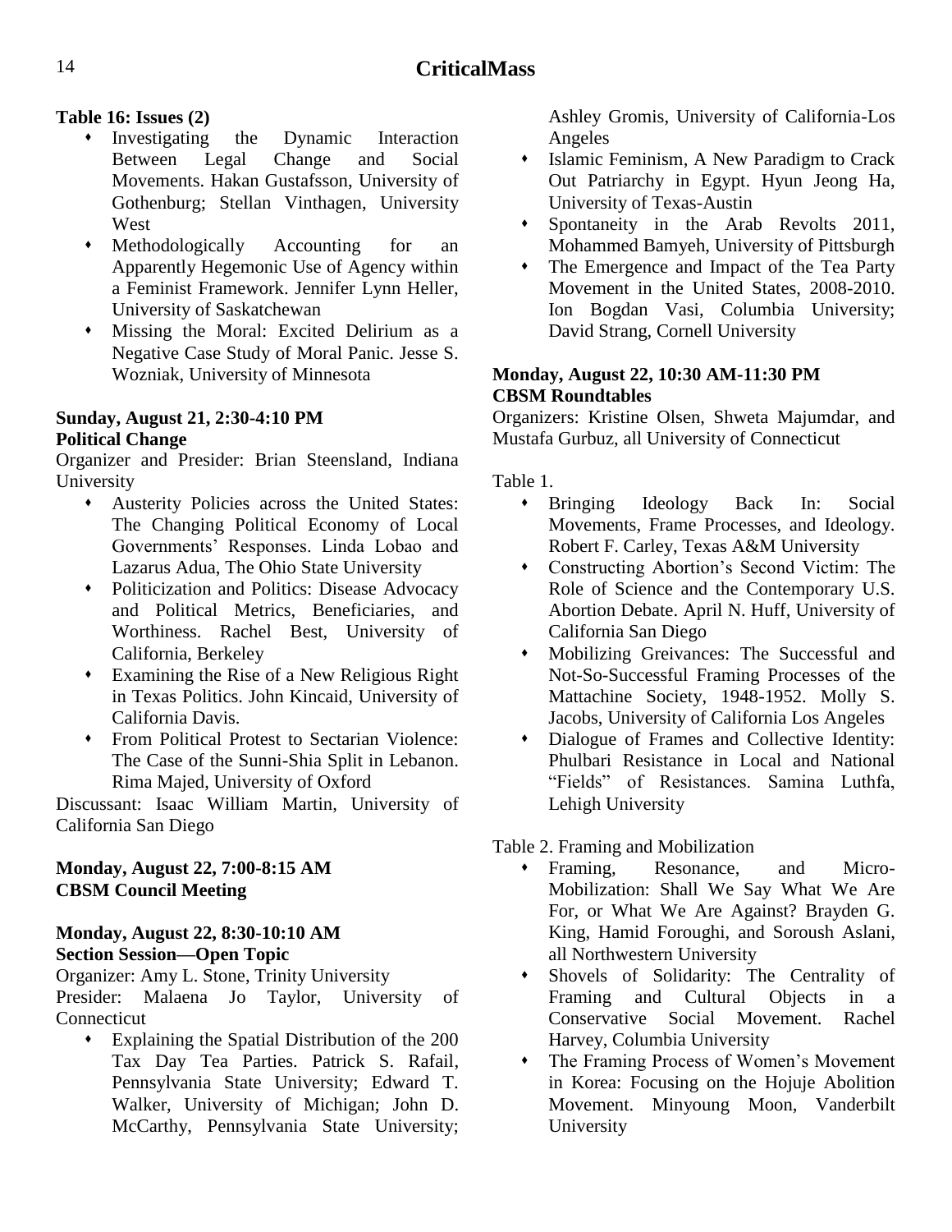**Table 16: Issues (2)**

- Investigating the Dynamic Interaction Between Legal Change and Social Movements. Hakan Gustafsson, University of Gothenburg; Stellan Vinthagen, University West
- Methodologically Accounting for an Apparently Hegemonic Use of Agency within a Feminist Framework. Jennifer Lynn Heller, University of Saskatchewan
- Missing the Moral: Excited Delirium as a Negative Case Study of Moral Panic. Jesse S. Wozniak, University of Minnesota

**Sunday, August 21, 2:30-4:10 PM**
**Political Change**

Organizer and Presider: Brian Steensland, Indiana University

- Austerity Policies across the United States: The Changing Political Economy of Local Governments' Responses. Linda Lobao and Lazarus Adua, The Ohio State University
- Politicization and Politics: Disease Advocacy and Political Metrics, Beneficiaries, and Worthiness. Rachel Best, University of California, Berkeley
- Examining the Rise of a New Religious Right in Texas Politics. John Kincaid, University of California Davis.
- From Political Protest to Sectarian Violence: The Case of the Sunni-Shia Split in Lebanon. Rima Majed, University of Oxford

Discussant: Isaac William Martin, University of California San Diego

**Monday, August 22, 7:00-8:15 AM**
**CBSM Council Meeting**

**Monday, August 22, 8:30-10:10 AM**
**Section Session—Open Topic**

Organizer: Amy L. Stone, Trinity University
Presider: Malaena Jo Taylor, University of Connecticut

- Explaining the Spatial Distribution of the 200 Tax Day Tea Parties. Patrick S. Rafail, Pennsylvania State University; Edward T. Walker, University of Michigan; John D. McCarthy, Pennsylvania State University; Ashley Gromis, University of California-Los Angeles
- Islamic Feminism, A New Paradigm to Crack Out Patriarchy in Egypt. Hyun Jeong Ha, University of Texas-Austin
- Spontaneity in the Arab Revolts 2011, Mohammed Bamyeh, University of Pittsburgh
- The Emergence and Impact of the Tea Party Movement in the United States, 2008-2010. Ion Bogdan Vasi, Columbia University; David Strang, Cornell University

**Monday, August 22, 10:30 AM-11:30 PM**
**CBSM Roundtables**

Organizers: Kristine Olsen, Shweta Majumdar, and Mustafa Gurbuz, all University of Connecticut

Table 1.

- Bringing Ideology Back In: Social Movements, Frame Processes, and Ideology. Robert F. Carley, Texas A&M University
- Constructing Abortion's Second Victim: The Role of Science and the Contemporary U.S. Abortion Debate. April N. Huff, University of California San Diego
- Mobilizing Greivances: The Successful and Not-So-Successful Framing Processes of the Mattachine Society, 1948-1952. Molly S. Jacobs, University of California Los Angeles
- Dialogue of Frames and Collective Identity: Phulbari Resistance in Local and National "Fields" of Resistances. Samina Luthfa, Lehigh University

Table 2. Framing and Mobilization

- Framing, Resonance, and Micro-Mobilization: Shall We Say What We Are For, or What We Are Against? Brayden G. King, Hamid Foroughi, and Soroush Aslani, all Northwestern University
- Shovels of Solidarity: The Centrality of Framing and Cultural Objects in a Conservative Social Movement. Rachel Harvey, Columbia University
- The Framing Process of Women's Movement in Korea: Focusing on the Hojuje Abolition Movement. Minyoung Moon, Vanderbilt University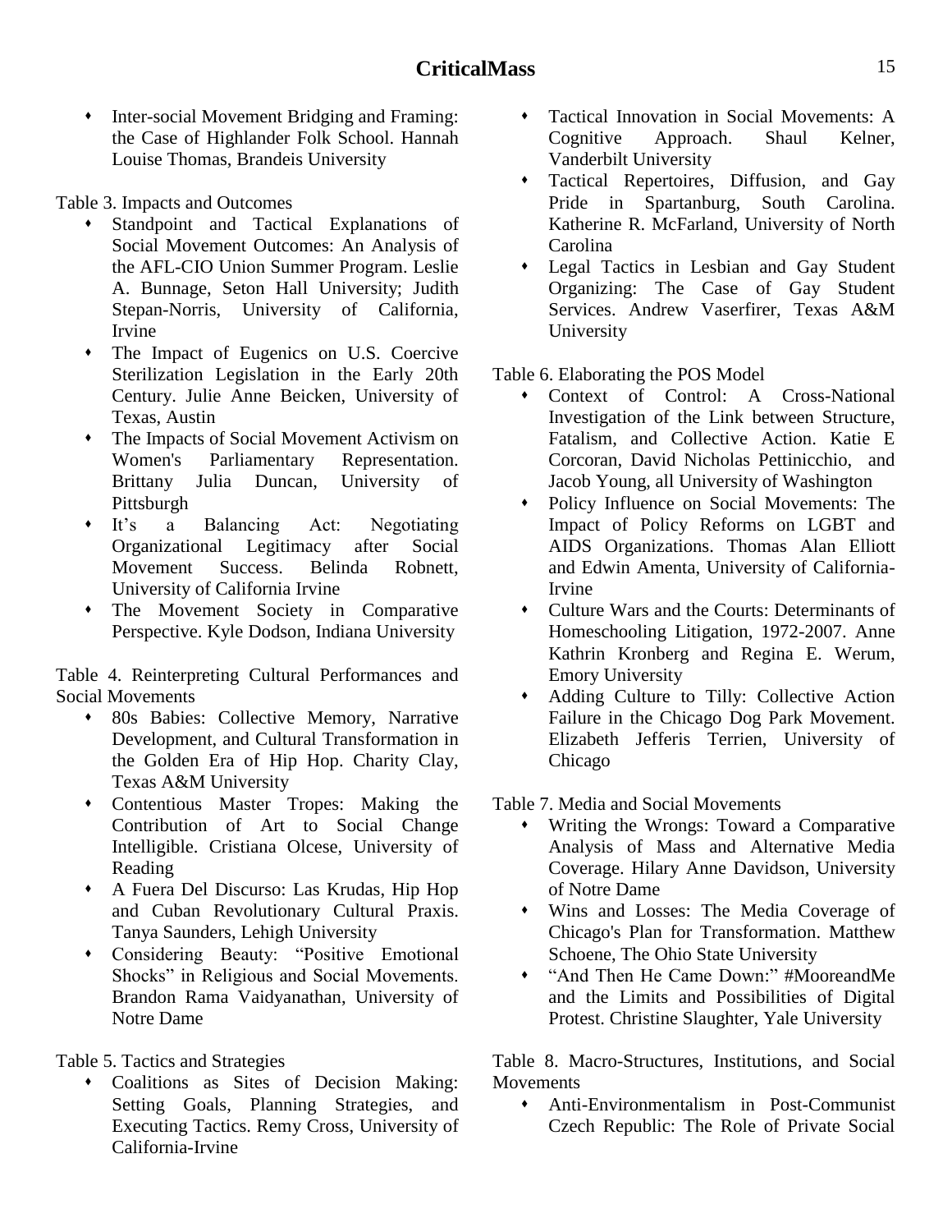- Inter-social Movement Bridging and Framing: the Case of Highlander Folk School. Hannah Louise Thomas, Brandeis University

Table 3. Impacts and Outcomes

- Standpoint and Tactical Explanations of Social Movement Outcomes: An Analysis of the AFL-CIO Union Summer Program. Leslie A. Bunnage, Seton Hall University; Judith Stepan-Norris, University of California, Irvine
- The Impact of Eugenics on U.S. Coercive Sterilization Legislation in the Early 20th Century. Julie Anne Beicken, University of Texas, Austin
- The Impacts of Social Movement Activism on Women's Parliamentary Representation. Brittany Julia Duncan, University of Pittsburgh
- It's a Balancing Act: Negotiating Organizational Legitimacy after Social Movement Success. Belinda Robnett, University of California Irvine
- The Movement Society in Comparative Perspective. Kyle Dodson, Indiana University

Table 4. Reinterpreting Cultural Performances and Social Movements

- 80s Babies: Collective Memory, Narrative Development, and Cultural Transformation in the Golden Era of Hip Hop. Charity Clay, Texas A&M University
- Contentious Master Tropes: Making the Contribution of Art to Social Change Intelligible. Cristiana Olcese, University of Reading
- A Fuera Del Discurso: Las Krudas, Hip Hop and Cuban Revolutionary Cultural Praxis. Tanya Saunders, Lehigh University
- Considering Beauty: "Positive Emotional Shocks" in Religious and Social Movements. Brandon Rama Vaidyanathan, University of Notre Dame

Table 5. Tactics and Strategies

- Coalitions as Sites of Decision Making: Setting Goals, Planning Strategies, and Executing Tactics. Remy Cross, University of California-Irvine
- Tactical Innovation in Social Movements: A Cognitive Approach. Shaul Kelner, Vanderbilt University
- Tactical Repertoires, Diffusion, and Gay Pride in Spartanburg, South Carolina. Katherine R. McFarland, University of North Carolina
- Legal Tactics in Lesbian and Gay Student Organizing: The Case of Gay Student Services. Andrew Vaserfirer, Texas A&M University

Table 6. Elaborating the POS Model

- Context of Control: A Cross-National Investigation of the Link between Structure, Fatalism, and Collective Action. Katie E Corcoran, David Nicholas Pettinicchio, and Jacob Young, all University of Washington
- Policy Influence on Social Movements: The Impact of Policy Reforms on LGBT and AIDS Organizations. Thomas Alan Elliott and Edwin Amenta, University of California-Irvine
- Culture Wars and the Courts: Determinants of Homeschooling Litigation, 1972-2007. Anne Kathrin Kronberg and Regina E. Werum, Emory University
- Adding Culture to Tilly: Collective Action Failure in the Chicago Dog Park Movement. Elizabeth Jefferis Terrien, University of Chicago

Table 7. Media and Social Movements

- Writing the Wrongs: Toward a Comparative Analysis of Mass and Alternative Media Coverage. Hilary Anne Davidson, University of Notre Dame
- Wins and Losses: The Media Coverage of Chicago's Plan for Transformation. Matthew Schoene, The Ohio State University
- "And Then He Came Down:" #MooreandMe and the Limits and Possibilities of Digital Protest. Christine Slaughter, Yale University

Table 8. Macro-Structures, Institutions, and Social Movements

- Anti-Environmentalism in Post-Communist Czech Republic: The Role of Private Social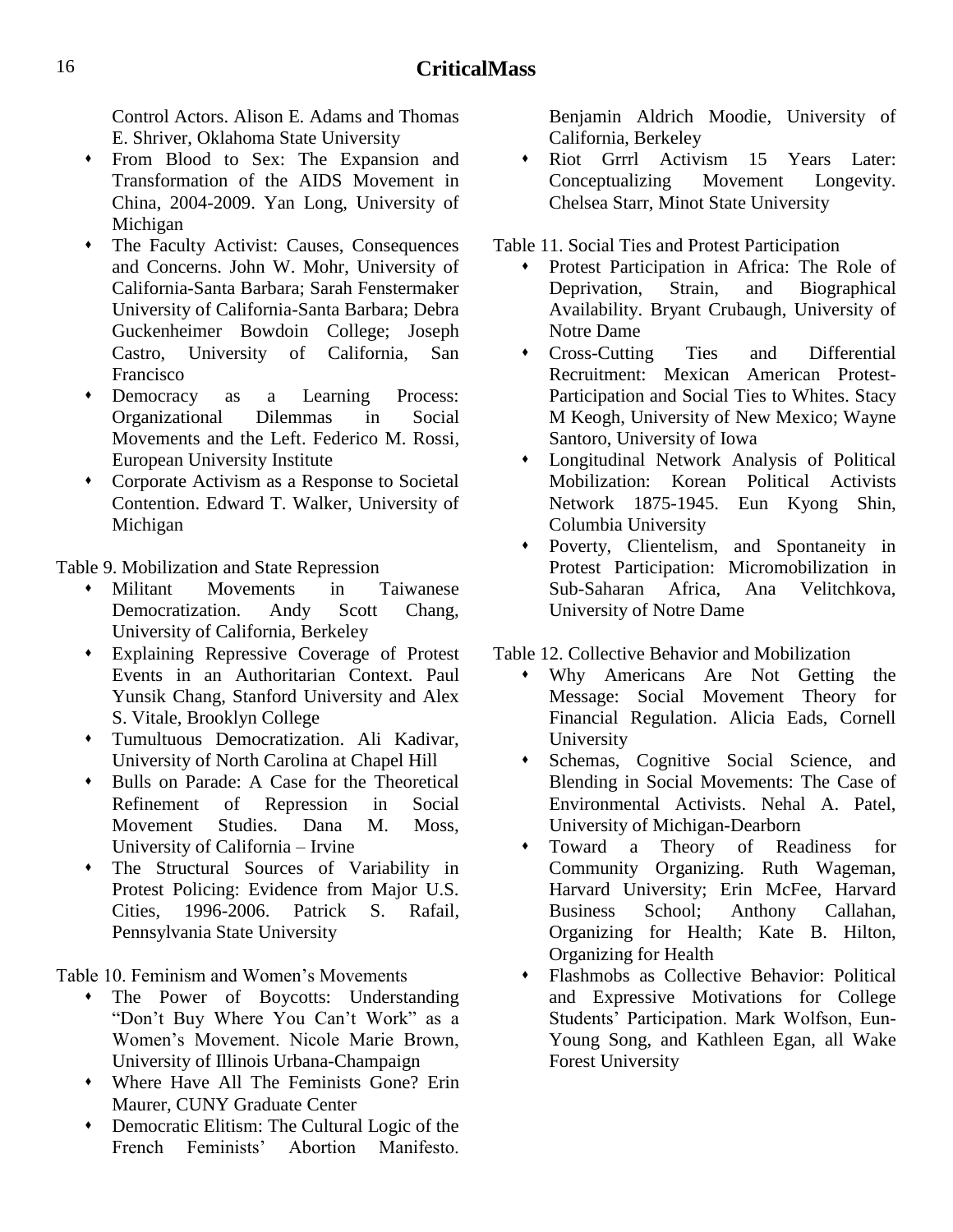Control Actors. Alison E. Adams and Thomas E. Shriver, Oklahoma State University

- From Blood to Sex: The Expansion and Transformation of the AIDS Movement in China, 2004-2009. Yan Long, University of Michigan
- The Faculty Activist: Causes, Consequences and Concerns. John W. Mohr, University of California-Santa Barbara; Sarah Fenstermaker University of California-Santa Barbara; Debra Guckenheimer Bowdoin College; Joseph Castro, University of California, San Francisco
- Democracy as a Learning Process: Organizational Dilemmas in Social Movements and the Left. Federico M. Rossi, European University Institute
- Corporate Activism as a Response to Societal Contention. Edward T. Walker, University of Michigan

Table 9. Mobilization and State Repression

- Militant Movements in Taiwanese Democratization. Andy Scott Chang, University of California, Berkeley
- Explaining Repressive Coverage of Protest Events in an Authoritarian Context. Paul Yunsik Chang, Stanford University and Alex S. Vitale, Brooklyn College
- Tumultuous Democratization. Ali Kadivar, University of North Carolina at Chapel Hill
- Bulls on Parade: A Case for the Theoretical Refinement of Repression in Social Movement Studies. Dana M. Moss, University of California – Irvine
- The Structural Sources of Variability in Protest Policing: Evidence from Major U.S. Cities, 1996-2006. Patrick S. Rafail, Pennsylvania State University

Table 10. Feminism and Women's Movements

- The Power of Boycotts: Understanding "Don't Buy Where You Can't Work" as a Women's Movement. Nicole Marie Brown, University of Illinois Urbana-Champaign
- Where Have All The Feminists Gone? Erin Maurer, CUNY Graduate Center
- Democratic Elitism: The Cultural Logic of the French Feminists' Abortion Manifesto. Benjamin Aldrich Moodie, University of California, Berkeley
- Riot Grrrl Activism 15 Years Later: Conceptualizing Movement Longevity. Chelsea Starr, Minot State University

Table 11. Social Ties and Protest Participation

- Protest Participation in Africa: The Role of Deprivation, Strain, and Biographical Availability. Bryant Crubaugh, University of Notre Dame
- Cross-Cutting Ties and Differential Recruitment: Mexican American Protest-Participation and Social Ties to Whites. Stacy M Keogh, University of New Mexico; Wayne Santoro, University of Iowa
- Longitudinal Network Analysis of Political Mobilization: Korean Political Activists Network 1875-1945. Eun Kyong Shin, Columbia University
- Poverty, Clientelism, and Spontaneity in Protest Participation: Micromobilization in Sub-Saharan Africa, Ana Velitchkova, University of Notre Dame

Table 12. Collective Behavior and Mobilization

- Why Americans Are Not Getting the Message: Social Movement Theory for Financial Regulation. Alicia Eads, Cornell University
- Schemas, Cognitive Social Science, and Blending in Social Movements: The Case of Environmental Activists. Nehal A. Patel, University of Michigan-Dearborn
- Toward a Theory of Readiness for Community Organizing. Ruth Wageman, Harvard University; Erin McFee, Harvard Business School; Anthony Callahan, Organizing for Health; Kate B. Hilton, Organizing for Health
- Flashmobs as Collective Behavior: Political and Expressive Motivations for College Students' Participation. Mark Wolfson, Eun-Young Song, and Kathleen Egan, all Wake Forest University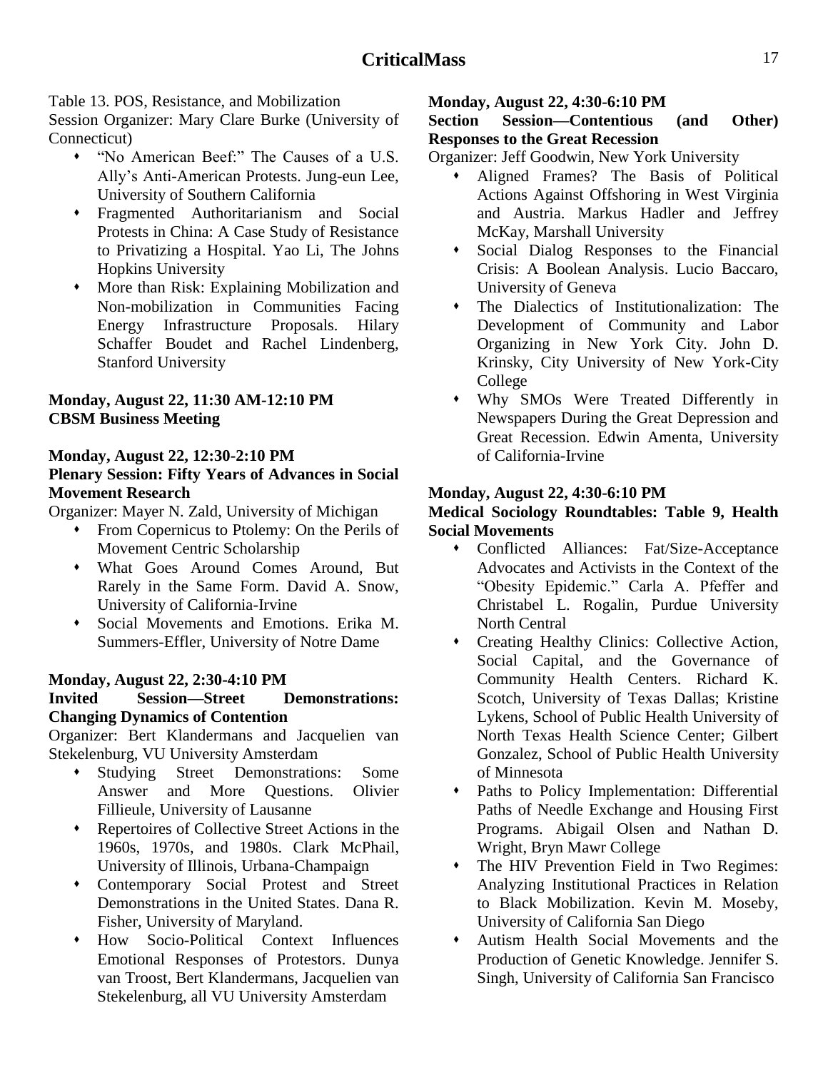Table 13. POS, Resistance, and Mobilization

Session Organizer: Mary Clare Burke (University of Connecticut)

- "No American Beef:" The Causes of a U.S. Ally's Anti-American Protests. Jung-eun Lee, University of Southern California
- Fragmented Authoritarianism and Social Protests in China: A Case Study of Resistance to Privatizing a Hospital. Yao Li, The Johns Hopkins University
- More than Risk: Explaining Mobilization and Non-mobilization in Communities Facing Energy Infrastructure Proposals. Hilary Schaffer Boudet and Rachel Lindenberg, Stanford University

**Monday, August 22, 11:30 AM-12:10 PM**
**CBSM Business Meeting**

**Monday, August 22, 12:30-2:10 PM**
**Plenary Session: Fifty Years of Advances in Social Movement Research**

Organizer: Mayer N. Zald, University of Michigan

- From Copernicus to Ptolemy: On the Perils of Movement Centric Scholarship
- What Goes Around Comes Around, But Rarely in the Same Form. David A. Snow, University of California-Irvine
- Social Movements and Emotions. Erika M. Summers-Effler, University of Notre Dame

**Monday, August 22, 2:30-4:10 PM**
**Invited Session—Street Demonstrations: Changing Dynamics of Contention**

Organizer: Bert Klandermans and Jacquelien van Stekelenburg, VU University Amsterdam

- Studying Street Demonstrations: Some Answer and More Questions. Olivier Fillieule, University of Lausanne
- Repertoires of Collective Street Actions in the 1960s, 1970s, and 1980s. Clark McPhail, University of Illinois, Urbana-Champaign
- Contemporary Social Protest and Street Demonstrations in the United States. Dana R. Fisher, University of Maryland.
- How Socio-Political Context Influences Emotional Responses of Protestors. Dunya van Troost, Bert Klandermans, Jacquelien van Stekelenburg, all VU University Amsterdam

**Monday, August 22, 4:30-6:10 PM**
**Section Session—Contentious (and Other) Responses to the Great Recession**

Organizer: Jeff Goodwin, New York University

- Aligned Frames? The Basis of Political Actions Against Offshoring in West Virginia and Austria. Markus Hadler and Jeffrey McKay, Marshall University
- Social Dialog Responses to the Financial Crisis: A Boolean Analysis. Lucio Baccaro, University of Geneva
- The Dialectics of Institutionalization: The Development of Community and Labor Organizing in New York City. John D. Krinsky, City University of New York-City College
- Why SMOs Were Treated Differently in Newspapers During the Great Depression and Great Recession. Edwin Amenta, University of California-Irvine

**Monday, August 22, 4:30-6:10 PM**
**Medical Sociology Roundtables: Table 9, Health Social Movements**

- Conflicted Alliances: Fat/Size-Acceptance Advocates and Activists in the Context of the "Obesity Epidemic." Carla A. Pfeffer and Christabel L. Rogalin, Purdue University North Central
- Creating Healthy Clinics: Collective Action, Social Capital, and the Governance of Community Health Centers. Richard K. Scotch, University of Texas Dallas; Kristine Lykens, School of Public Health University of North Texas Health Science Center; Gilbert Gonzalez, School of Public Health University of Minnesota
- Paths to Policy Implementation: Differential Paths of Needle Exchange and Housing First Programs. Abigail Olsen and Nathan D. Wright, Bryn Mawr College
- The HIV Prevention Field in Two Regimes: Analyzing Institutional Practices in Relation to Black Mobilization. Kevin M. Moseby, University of California San Diego
- Autism Health Social Movements and the Production of Genetic Knowledge. Jennifer S. Singh, University of California San Francisco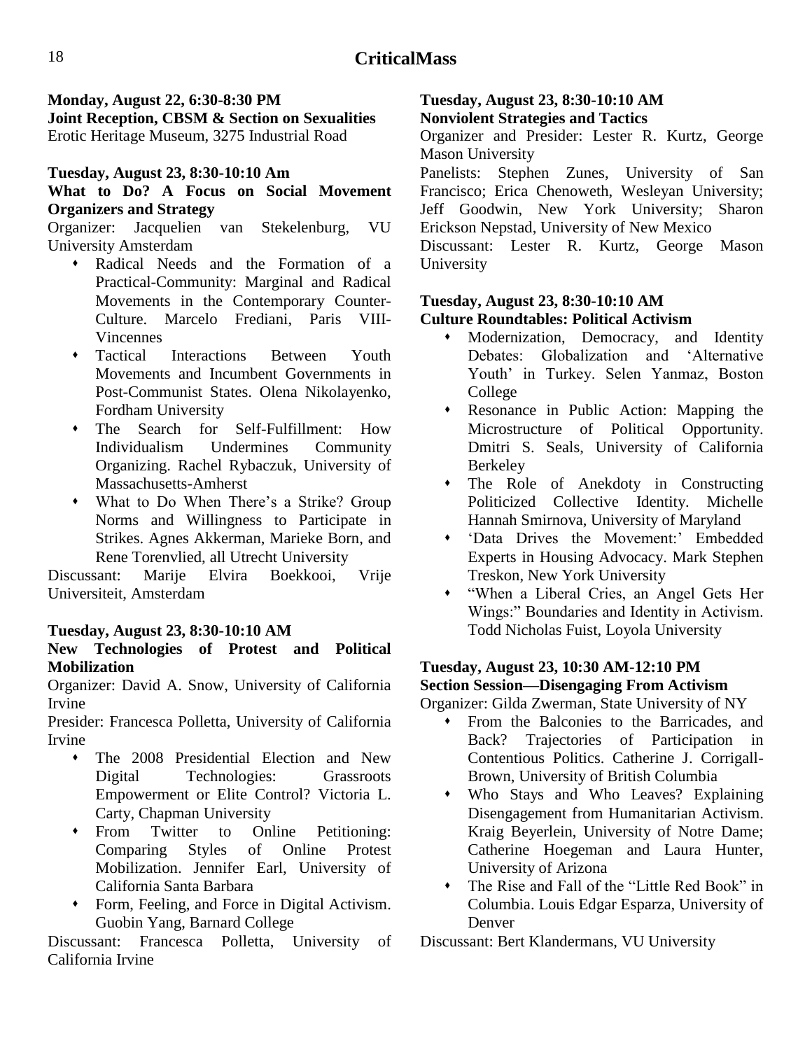**Monday, August 22, 6:30-8:30 PM**
**Joint Reception, CBSM & Section on Sexualities**
Erotic Heritage Museum, 3275 Industrial Road

**Tuesday, August 23, 8:30-10:10 Am**
**What to Do? A Focus on Social Movement Organizers and Strategy**
Organizer: Jacquelien van Stekelenburg, VU University Amsterdam

- Radical Needs and the Formation of a Practical-Community: Marginal and Radical Movements in the Contemporary Counter-Culture. Marcelo Frediani, Paris VIII-Vincennes
- Tactical Interactions Between Youth Movements and Incumbent Governments in Post-Communist States. Olena Nikolayenko, Fordham University
- The Search for Self-Fulfillment: How Individualism Undermines Community Organizing. Rachel Rybaczuk, University of Massachusetts-Amherst
- What to Do When There's a Strike? Group Norms and Willingness to Participate in Strikes. Agnes Akkerman, Marieke Born, and Rene Torenvlied, all Utrecht University

Discussant: Marije Elvira Boekkooi, Vrije Universiteit, Amsterdam

**Tuesday, August 23, 8:30-10:10 AM**
**New Technologies of Protest and Political Mobilization**
Organizer: David A. Snow, University of California Irvine
Presider: Francesca Polletta, University of California Irvine

- The 2008 Presidential Election and New Digital Technologies: Grassroots Empowerment or Elite Control? Victoria L. Carty, Chapman University
- From Twitter to Online Petitioning: Comparing Styles of Online Protest Mobilization. Jennifer Earl, University of California Santa Barbara
- Form, Feeling, and Force in Digital Activism. Guobin Yang, Barnard College

Discussant: Francesca Polletta, University of California Irvine

**Tuesday, August 23, 8:30-10:10 AM**
**Nonviolent Strategies and Tactics**
Organizer and Presider: Lester R. Kurtz, George Mason University
Panelists: Stephen Zunes, University of San Francisco; Erica Chenoweth, Wesleyan University; Jeff Goodwin, New York University; Sharon Erickson Nepstad, University of New Mexico
Discussant: Lester R. Kurtz, George Mason University

**Tuesday, August 23, 8:30-10:10 AM**
**Culture Roundtables: Political Activism**

- Modernization, Democracy, and Identity Debates: Globalization and 'Alternative Youth' in Turkey. Selen Yanmaz, Boston College
- Resonance in Public Action: Mapping the Microstructure of Political Opportunity. Dmitri S. Seals, University of California Berkeley
- The Role of Anekdoty in Constructing Politicized Collective Identity. Michelle Hannah Smirnova, University of Maryland
- 'Data Drives the Movement:' Embedded Experts in Housing Advocacy. Mark Stephen Treskon, New York University
- "When a Liberal Cries, an Angel Gets Her Wings:" Boundaries and Identity in Activism. Todd Nicholas Fuist, Loyola University

**Tuesday, August 23, 10:30 AM-12:10 PM**
**Section Session—Disengaging From Activism**
Organizer: Gilda Zwerman, State University of NY

- From the Balconies to the Barricades, and Back? Trajectories of Participation in Contentious Politics. Catherine J. Corrigall-Brown, University of British Columbia
- Who Stays and Who Leaves? Explaining Disengagement from Humanitarian Activism. Kraig Beyerlein, University of Notre Dame; Catherine Hoegeman and Laura Hunter, University of Arizona
- The Rise and Fall of the "Little Red Book" in Columbia. Louis Edgar Esparza, University of Denver

Discussant: Bert Klandermans, VU University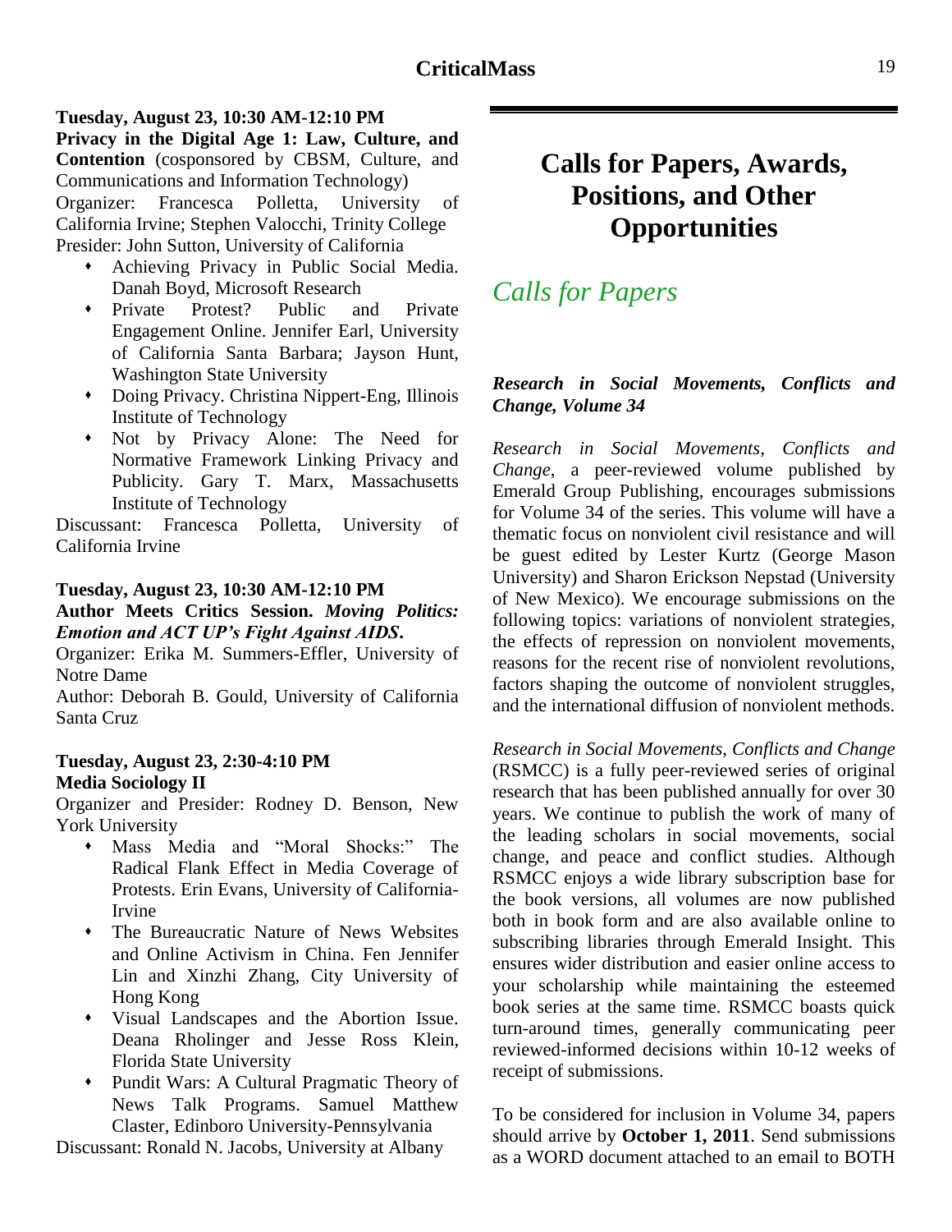**Tuesday, August 23, 10:30 AM-12:10 PM**

**Privacy in the Digital Age 1: Law, Culture, and Contention** (cosponsored by CBSM, Culture, and Communications and Information Technology)

Organizer: Francesca Polletta, University of California Irvine; Stephen Valocchi, Trinity College

Presider: John Sutton, University of California

- Achieving Privacy in Public Social Media. Danah Boyd, Microsoft Research
- Private Protest? Public and Private Engagement Online. Jennifer Earl, University of California Santa Barbara; Jayson Hunt, Washington State University
- Doing Privacy. Christina Nippert-Eng, Illinois Institute of Technology
- Not by Privacy Alone: The Need for Normative Framework Linking Privacy and Publicity. Gary T. Marx, Massachusetts Institute of Technology

Discussant: Francesca Polletta, University of California Irvine

**Tuesday, August 23, 10:30 AM-12:10 PM**

**Author Meets Critics Session. *Moving Politics: Emotion and ACT UP's Fight Against AIDS*.**

Organizer: Erika M. Summers-Effler, University of Notre Dame

Author: Deborah B. Gould, University of California Santa Cruz

**Tuesday, August 23, 2:30-4:10 PM**

**Media Sociology II**

Organizer and Presider: Rodney D. Benson, New York University

- Mass Media and "Moral Shocks:" The Radical Flank Effect in Media Coverage of Protests. Erin Evans, University of California-Irvine
- The Bureaucratic Nature of News Websites and Online Activism in China. Fen Jennifer Lin and Xinzhi Zhang, City University of Hong Kong
- Visual Landscapes and the Abortion Issue. Deana Rholinger and Jesse Ross Klein, Florida State University
- Pundit Wars: A Cultural Pragmatic Theory of News Talk Programs. Samuel Matthew Claster, Edinboro University-Pennsylvania

Discussant: Ronald N. Jacobs, University at Albany

# Calls for Papers, Awards, Positions, and Other Opportunities

## *Calls for Papers*

### *Research in Social Movements, Conflicts and Change, Volume 34*

*Research in Social Movements, Conflicts and Change*, a peer-reviewed volume published by Emerald Group Publishing, encourages submissions for Volume 34 of the series. This volume will have a thematic focus on nonviolent civil resistance and will be guest edited by Lester Kurtz (George Mason University) and Sharon Erickson Nepstad (University of New Mexico). We encourage submissions on the following topics: variations of nonviolent strategies, the effects of repression on nonviolent movements, reasons for the recent rise of nonviolent revolutions, factors shaping the outcome of nonviolent struggles, and the international diffusion of nonviolent methods.

*Research in Social Movements, Conflicts and Change* (RSMCC) is a fully peer-reviewed series of original research that has been published annually for over 30 years. We continue to publish the work of many of the leading scholars in social movements, social change, and peace and conflict studies. Although RSMCC enjoys a wide library subscription base for the book versions, all volumes are now published both in book form and are also available online to subscribing libraries through Emerald Insight. This ensures wider distribution and easier online access to your scholarship while maintaining the esteemed book series at the same time. RSMCC boasts quick turn-around times, generally communicating peer reviewed-informed decisions within 10-12 weeks of receipt of submissions.

To be considered for inclusion in Volume 34, papers should arrive by **October 1, 2011**. Send submissions as a WORD document attached to an email to BOTH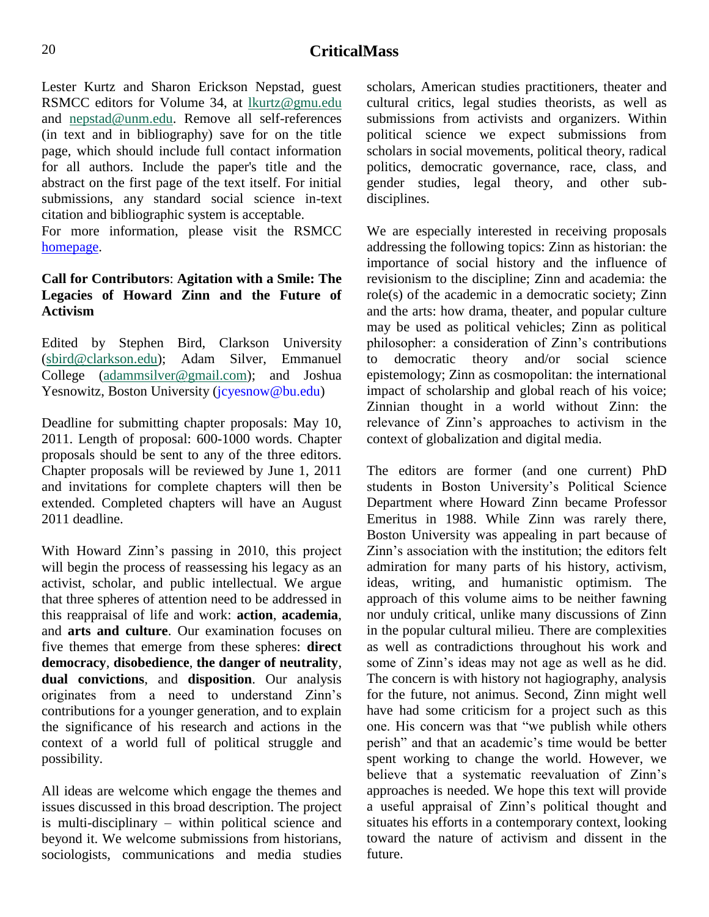Lester Kurtz and Sharon Erickson Nepstad, guest RSMCC editors for Volume 34, at lkurtz@gmu.edu and nepstad@unm.edu. Remove all self-references (in text and in bibliography) save for on the title page, which should include full contact information for all authors. Include the paper's title and the abstract on the first page of the text itself. For initial submissions, any standard social science in-text citation and bibliographic system is acceptable.
For more information, please visit the RSMCC homepage.

**Call for Contributors**: **Agitation with a Smile: The Legacies of Howard Zinn and the Future of Activism**

Edited by Stephen Bird, Clarkson University (sbird@clarkson.edu); Adam Silver, Emmanuel College (adammsilver@gmail.com); and Joshua Yesnowitz, Boston University (jcyesnow@bu.edu)

Deadline for submitting chapter proposals: May 10, 2011. Length of proposal: 600-1000 words. Chapter proposals should be sent to any of the three editors. Chapter proposals will be reviewed by June 1, 2011 and invitations for complete chapters will then be extended. Completed chapters will have an August 2011 deadline.

With Howard Zinn's passing in 2010, this project will begin the process of reassessing his legacy as an activist, scholar, and public intellectual. We argue that three spheres of attention need to be addressed in this reappraisal of life and work: **action**, **academia**, and **arts and culture**. Our examination focuses on five themes that emerge from these spheres: **direct democracy**, **disobedience**, **the danger of neutrality**, **dual convictions**, and **disposition**. Our analysis originates from a need to understand Zinn's contributions for a younger generation, and to explain the significance of his research and actions in the context of a world full of political struggle and possibility.

All ideas are welcome which engage the themes and issues discussed in this broad description. The project is multi-disciplinary – within political science and beyond it. We welcome submissions from historians, sociologists, communications and media studies scholars, American studies practitioners, theater and cultural critics, legal studies theorists, as well as submissions from activists and organizers. Within political science we expect submissions from scholars in social movements, political theory, radical politics, democratic governance, race, class, and gender studies, legal theory, and other sub-disciplines.

We are especially interested in receiving proposals addressing the following topics: Zinn as historian: the importance of social history and the influence of revisionism to the discipline; Zinn and academia: the role(s) of the academic in a democratic society; Zinn and the arts: how drama, theater, and popular culture may be used as political vehicles; Zinn as political philosopher: a consideration of Zinn's contributions to democratic theory and/or social science epistemology; Zinn as cosmopolitan: the international impact of scholarship and global reach of his voice; Zinnian thought in a world without Zinn: the relevance of Zinn's approaches to activism in the context of globalization and digital media.

The editors are former (and one current) PhD students in Boston University's Political Science Department where Howard Zinn became Professor Emeritus in 1988. While Zinn was rarely there, Boston University was appealing in part because of Zinn's association with the institution; the editors felt admiration for many parts of his history, activism, ideas, writing, and humanistic optimism. The approach of this volume aims to be neither fawning nor unduly critical, unlike many discussions of Zinn in the popular cultural milieu. There are complexities as well as contradictions throughout his work and some of Zinn's ideas may not age as well as he did. The concern is with history not hagiography, analysis for the future, not animus. Second, Zinn might well have had some criticism for a project such as this one. His concern was that "we publish while others perish" and that an academic's time would be better spent working to change the world. However, we believe that a systematic reevaluation of Zinn's approaches is needed. We hope this text will provide a useful appraisal of Zinn's political thought and situates his efforts in a contemporary context, looking toward the nature of activism and dissent in the future.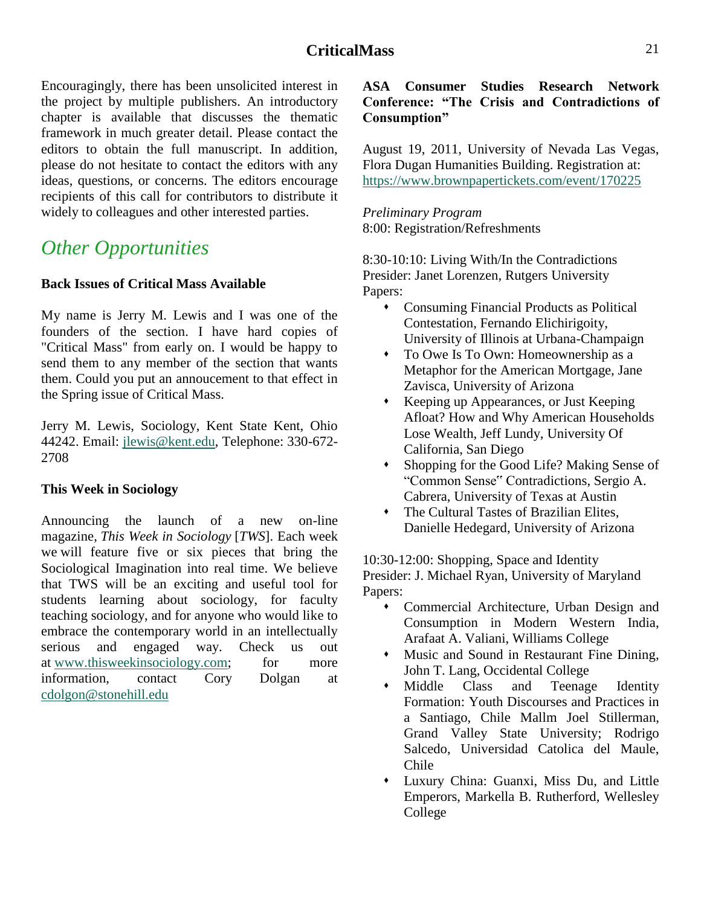Encouragingly, there has been unsolicited interest in the project by multiple publishers. An introductory chapter is available that discusses the thematic framework in much greater detail. Please contact the editors to obtain the full manuscript. In addition, please do not hesitate to contact the editors with any ideas, questions, or concerns. The editors encourage recipients of this call for contributors to distribute it widely to colleagues and other interested parties.

## Other Opportunities

**Back Issues of Critical Mass Available**

My name is Jerry M. Lewis and I was one of the founders of the section. I have hard copies of "Critical Mass" from early on. I would be happy to send them to any member of the section that wants them. Could you put an annoucement to that effect in the Spring issue of Critical Mass.

Jerry M. Lewis, Sociology, Kent State Kent, Ohio 44242. Email: jlewis@kent.edu, Telephone: 330-672-2708

**This Week in Sociology**

Announcing the launch of a new on-line magazine, *This Week in Sociology* [*TWS*]. Each week we will feature five or six pieces that bring the Sociological Imagination into real time. We believe that TWS will be an exciting and useful tool for students learning about sociology, for faculty teaching sociology, and for anyone who would like to embrace the contemporary world in an intellectually serious and engaged way. Check us out at www.thisweekinsociology.com; for more information, contact Cory Dolgan at cdolgon@stonehill.edu

**ASA Consumer Studies Research Network Conference: "The Crisis and Contradictions of Consumption"**

August 19, 2011, University of Nevada Las Vegas, Flora Dugan Humanities Building. Registration at: https://www.brownpapertickets.com/event/170225

*Preliminary Program*
8:00: Registration/Refreshments

8:30-10:10: Living With/In the Contradictions
Presider: Janet Lorenzen, Rutgers University
Papers:

- Consuming Financial Products as Political Contestation, Fernando Elichirigoity, University of Illinois at Urbana-Champaign
- To Owe Is To Own: Homeownership as a Metaphor for the American Mortgage, Jane Zavisca, University of Arizona
- Keeping up Appearances, or Just Keeping Afloat? How and Why American Households Lose Wealth, Jeff Lundy, University Of California, San Diego
- Shopping for the Good Life? Making Sense of "Common Sense" Contradictions, Sergio A. Cabrera, University of Texas at Austin
- The Cultural Tastes of Brazilian Elites, Danielle Hedegard, University of Arizona

10:30-12:00: Shopping, Space and Identity
Presider: J. Michael Ryan, University of Maryland
Papers:

- Commercial Architecture, Urban Design and Consumption in Modern Western India, Arafaat A. Valiani, Williams College
- Music and Sound in Restaurant Fine Dining, John T. Lang, Occidental College
- Middle Class and Teenage Identity Formation: Youth Discourses and Practices in a Santiago, Chile Mallm Joel Stillerman, Grand Valley State University; Rodrigo Salcedo, Universidad Catolica del Maule, Chile
- Luxury China: Guanxi, Miss Du, and Little Emperors, Markella B. Rutherford, Wellesley College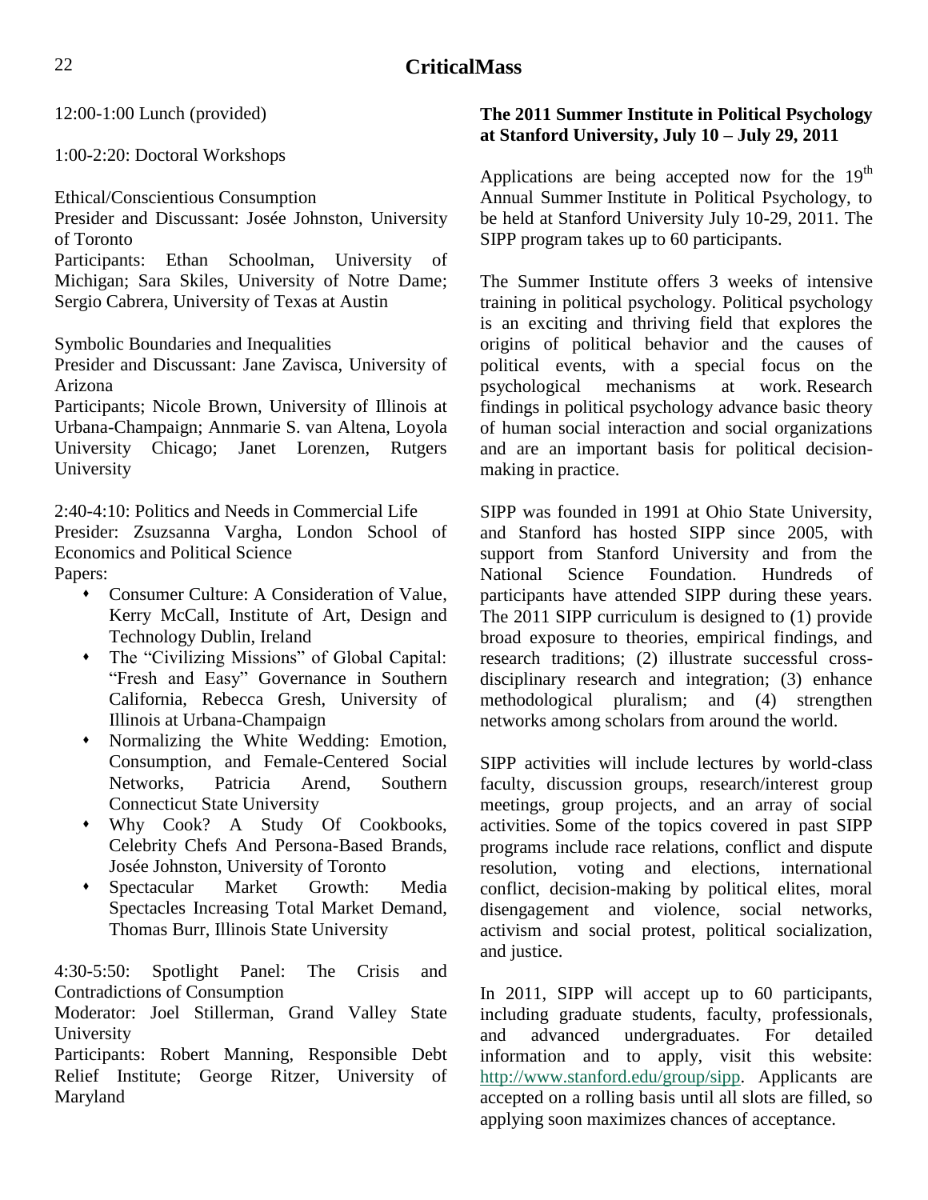12:00-1:00 Lunch (provided)

1:00-2:20: Doctoral Workshops

Ethical/Conscientious Consumption
Presider and Discussant: Josée Johnston, University of Toronto
Participants: Ethan Schoolman, University of Michigan; Sara Skiles, University of Notre Dame; Sergio Cabrera, University of Texas at Austin

Symbolic Boundaries and Inequalities
Presider and Discussant: Jane Zavisca, University of Arizona
Participants; Nicole Brown, University of Illinois at Urbana-Champaign; Annmarie S. van Altena, Loyola University Chicago; Janet Lorenzen, Rutgers University

2:40-4:10: Politics and Needs in Commercial Life
Presider: Zsuzsanna Vargha, London School of Economics and Political Science
Papers:

- Consumer Culture: A Consideration of Value, Kerry McCall, Institute of Art, Design and Technology Dublin, Ireland
- The "Civilizing Missions" of Global Capital: "Fresh and Easy" Governance in Southern California, Rebecca Gresh, University of Illinois at Urbana-Champaign
- Normalizing the White Wedding: Emotion, Consumption, and Female-Centered Social Networks, Patricia Arend, Southern Connecticut State University
- Why Cook? A Study Of Cookbooks, Celebrity Chefs And Persona-Based Brands, Josée Johnston, University of Toronto
- Spectacular Market Growth: Media Spectacles Increasing Total Market Demand, Thomas Burr, Illinois State University

4:30-5:50: Spotlight Panel: The Crisis and Contradictions of Consumption
Moderator: Joel Stillerman, Grand Valley State University
Participants: Robert Manning, Responsible Debt Relief Institute; George Ritzer, University of Maryland

**The 2011 Summer Institute in Political Psychology at Stanford University, July 10 – July 29, 2011**

Applications are being accepted now for the 19th Annual Summer Institute in Political Psychology, to be held at Stanford University July 10-29, 2011. The SIPP program takes up to 60 participants.

The Summer Institute offers 3 weeks of intensive training in political psychology. Political psychology is an exciting and thriving field that explores the origins of political behavior and the causes of political events, with a special focus on the psychological mechanisms at work. Research findings in political psychology advance basic theory of human social interaction and social organizations and are an important basis for political decision-making in practice.

SIPP was founded in 1991 at Ohio State University, and Stanford has hosted SIPP since 2005, with support from Stanford University and from the National Science Foundation. Hundreds of participants have attended SIPP during these years. The 2011 SIPP curriculum is designed to (1) provide broad exposure to theories, empirical findings, and research traditions; (2) illustrate successful cross-disciplinary research and integration; (3) enhance methodological pluralism; and (4) strengthen networks among scholars from around the world.

SIPP activities will include lectures by world-class faculty, discussion groups, research/interest group meetings, group projects, and an array of social activities. Some of the topics covered in past SIPP programs include race relations, conflict and dispute resolution, voting and elections, international conflict, decision-making by political elites, moral disengagement and violence, social networks, activism and social protest, political socialization, and justice.

In 2011, SIPP will accept up to 60 participants, including graduate students, faculty, professionals, and advanced undergraduates. For detailed information and to apply, visit this website: http://www.stanford.edu/group/sipp. Applicants are accepted on a rolling basis until all slots are filled, so applying soon maximizes chances of acceptance.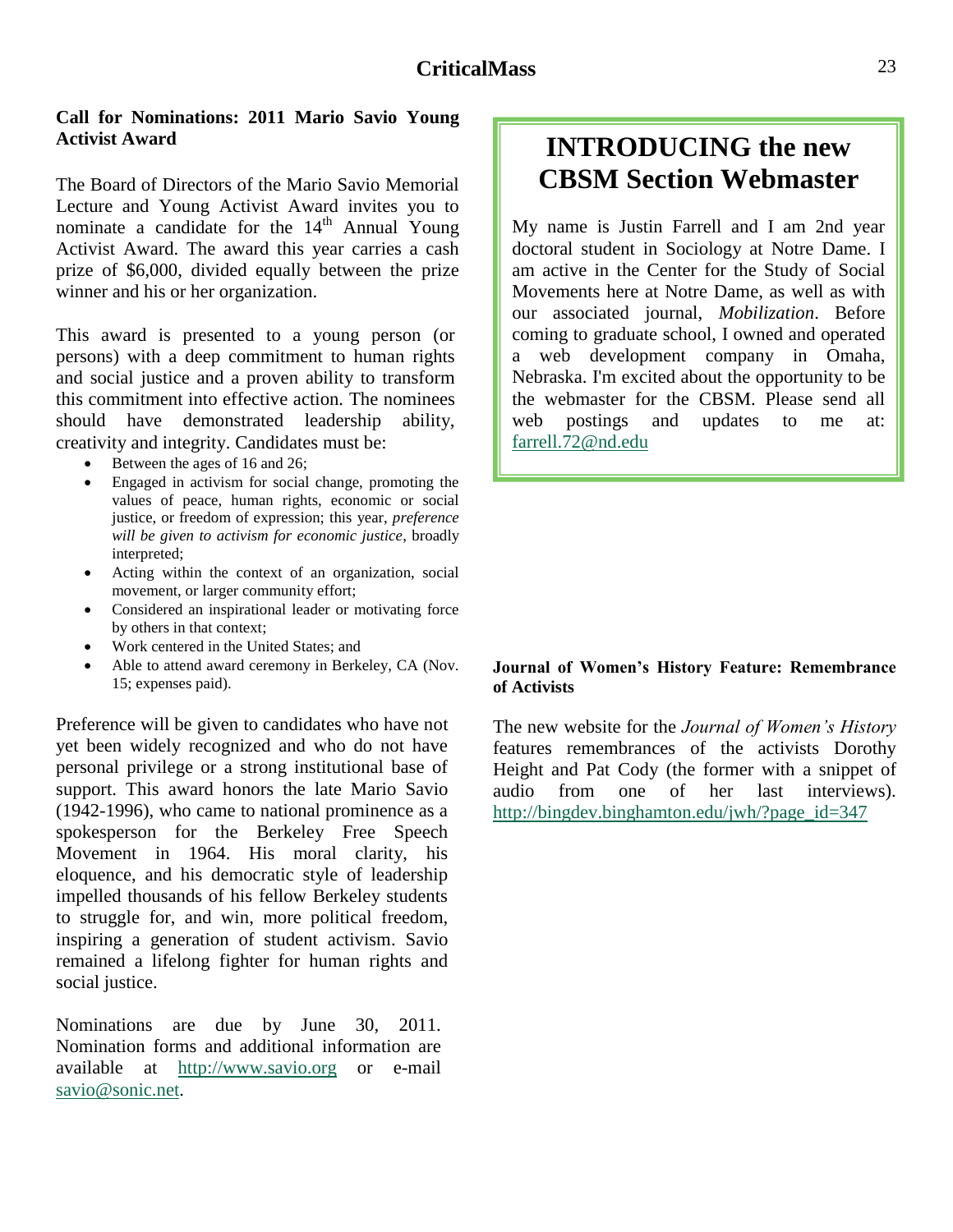### Call for Nominations: 2011 Mario Savio Young Activist Award

The Board of Directors of the Mario Savio Memorial Lecture and Young Activist Award invites you to nominate a candidate for the 14th Annual Young Activist Award. The award this year carries a cash prize of $6,000, divided equally between the prize winner and his or her organization.

This award is presented to a young person (or persons) with a deep commitment to human rights and social justice and a proven ability to transform this commitment into effective action. The nominees should have demonstrated leadership ability, creativity and integrity. Candidates must be:

- Between the ages of 16 and 26;
- Engaged in activism for social change, promoting the values of peace, human rights, economic or social justice, or freedom of expression; this year, *preference will be given to activism for economic justice*, broadly interpreted;
- Acting within the context of an organization, social movement, or larger community effort;
- Considered an inspirational leader or motivating force by others in that context;
- Work centered in the United States; and
- Able to attend award ceremony in Berkeley, CA (Nov. 15; expenses paid).

Preference will be given to candidates who have not yet been widely recognized and who do not have personal privilege or a strong institutional base of support. This award honors the late Mario Savio (1942-1996), who came to national prominence as a spokesperson for the Berkeley Free Speech Movement in 1964. His moral clarity, his eloquence, and his democratic style of leadership impelled thousands of his fellow Berkeley students to struggle for, and win, more political freedom, inspiring a generation of student activism. Savio remained a lifelong fighter for human rights and social justice.

Nominations are due by June 30, 2011. Nomination forms and additional information are available at http://www.savio.org or e-mail savio@sonic.net.

## INTRODUCING the new CBSM Section Webmaster

My name is Justin Farrell and I am 2nd year doctoral student in Sociology at Notre Dame. I am active in the Center for the Study of Social Movements here at Notre Dame, as well as with our associated journal, *Mobilization*. Before coming to graduate school, I owned and operated a web development company in Omaha, Nebraska. I'm excited about the opportunity to be the webmaster for the CBSM. Please send all web postings and updates to me at: farrell.72@nd.edu

### Journal of Women's History Feature: Remembrance of Activists

The new website for the *Journal of Women's History* features remembrances of the activists Dorothy Height and Pat Cody (the former with a snippet of audio from one of her last interviews). http://bingdev.binghamton.edu/jwh/?page_id=347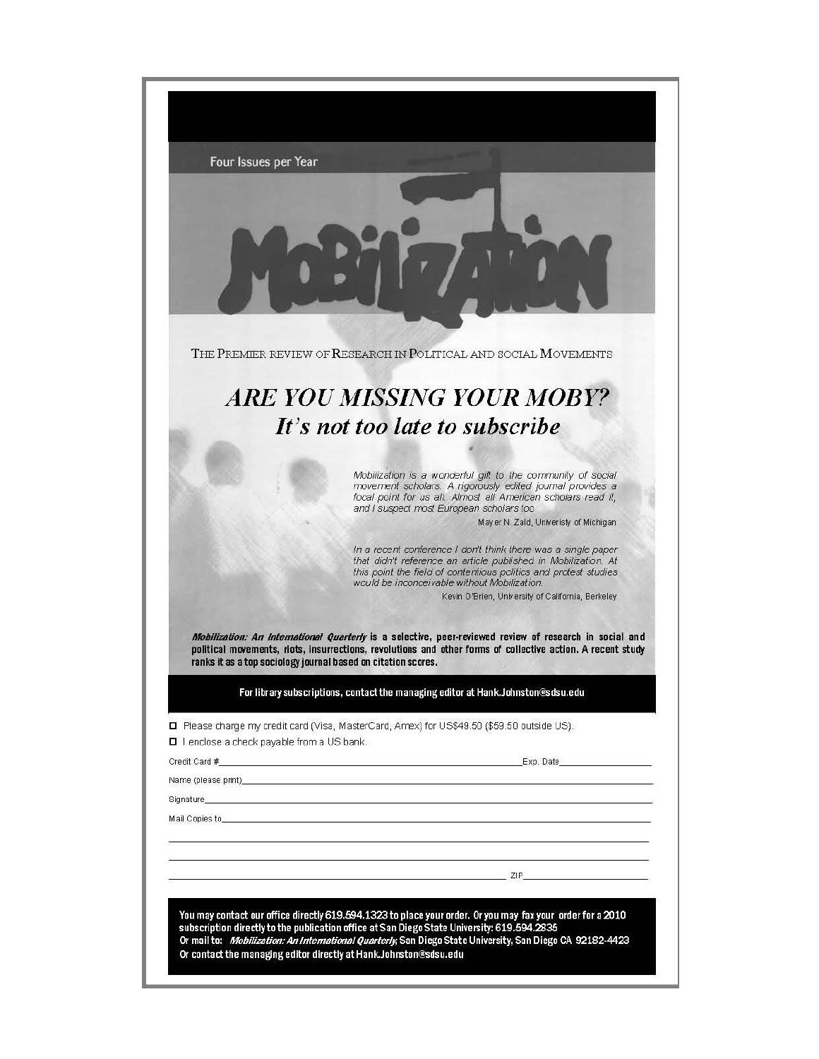Four Issues per Year

# MOBILIZATION

THE PREMIER REVIEW OF RESEARCH IN POLITICAL AND SOCIAL MOVEMENTS

## *ARE YOU MISSING YOUR MOBY?*

### *It's not too late to subscribe*

*Mobilization is a wonderful gift to the community of social movement scholars. A rigorously edited journal provides a focal point for us all. Almost all American scholars read it, and I suspect most European scholars too*

Mayer N. Zald, Univeristy of Michigan

*In a recent conference I don't think there was a single paper that didn't reference an article published in Mobilization. At this point the field of contentious politics and protest studies would be inconceivable without Mobilization.*

Kevin O'Brien, University of California, Berkeley

***Mobilization: An International Quarterly*** **is a selective, peer-reviewed review of research in social and political movements, riots, insurrections, revolutions and other forms of collective action. A recent study ranks it as a top sociology journal based on citation scores.**

**For library subscriptions, contact the managing editor at Hank.Johnston@sdsu.edu**

- ☐ Please charge my credit card (Visa, MasterCard, Amex) for US$49.50 ($59.50 outside US).
- ☐ I enclose a check payable from a US bank.

Credit Card #\_\_\_\_\_\_\_\_\_\_\_\_\_\_\_\_\_\_\_\_\_\_\_\_\_\_\_\_\_\_ Exp. Date\_\_\_\_\_\_\_\_\_\_

Name (please print)\_\_\_\_\_\_\_\_\_\_\_\_\_\_\_\_\_\_\_\_\_\_\_\_\_\_\_\_\_\_\_\_\_\_\_\_\_\_

Signature\_\_\_\_\_\_\_\_\_\_\_\_\_\_\_\_\_\_\_\_\_\_\_\_\_\_\_\_\_\_\_\_\_\_\_\_\_\_\_\_\_\_\_\_\_\_\_\_\_

Mail Copies to\_\_\_\_\_\_\_\_\_\_\_\_\_\_\_\_\_\_\_\_\_\_\_\_\_\_\_\_\_\_\_\_\_\_\_\_\_\_\_\_\_\_\_\_\_

\_\_\_\_\_\_\_\_\_\_\_\_\_\_\_\_\_\_\_\_\_\_\_\_\_\_\_\_\_\_\_\_\_\_\_\_\_\_\_\_\_\_\_\_\_\_\_\_\_\_\_\_\_\_\_\_\_\_\_

\_\_\_\_\_\_\_\_\_\_\_\_\_\_\_\_\_\_\_\_\_\_\_\_\_\_\_\_\_\_\_\_\_\_\_\_\_\_\_\_\_\_\_\_\_\_\_\_\_\_\_\_\_\_\_\_\_\_\_

\_\_\_\_\_\_\_\_\_\_\_\_\_\_\_\_\_\_\_\_\_\_\_\_\_\_\_\_\_\_\_\_\_\_\_\_\_\_\_\_\_\_\_\_ ZIP\_\_\_\_\_\_\_\_\_\_\_\_

**You may contact our office directly 619.594.1323 to place your order. Or you may fax your order for a 2010 subscription directly to the publication office at San Diego State University: 619.594.2835**
**Or mail to: *Mobilization: An International Quarterly*, San Diego State University, San Diego CA 92182-4423**
**Or contact the managing editor directly at Hank.Johnston@sdsu.edu**